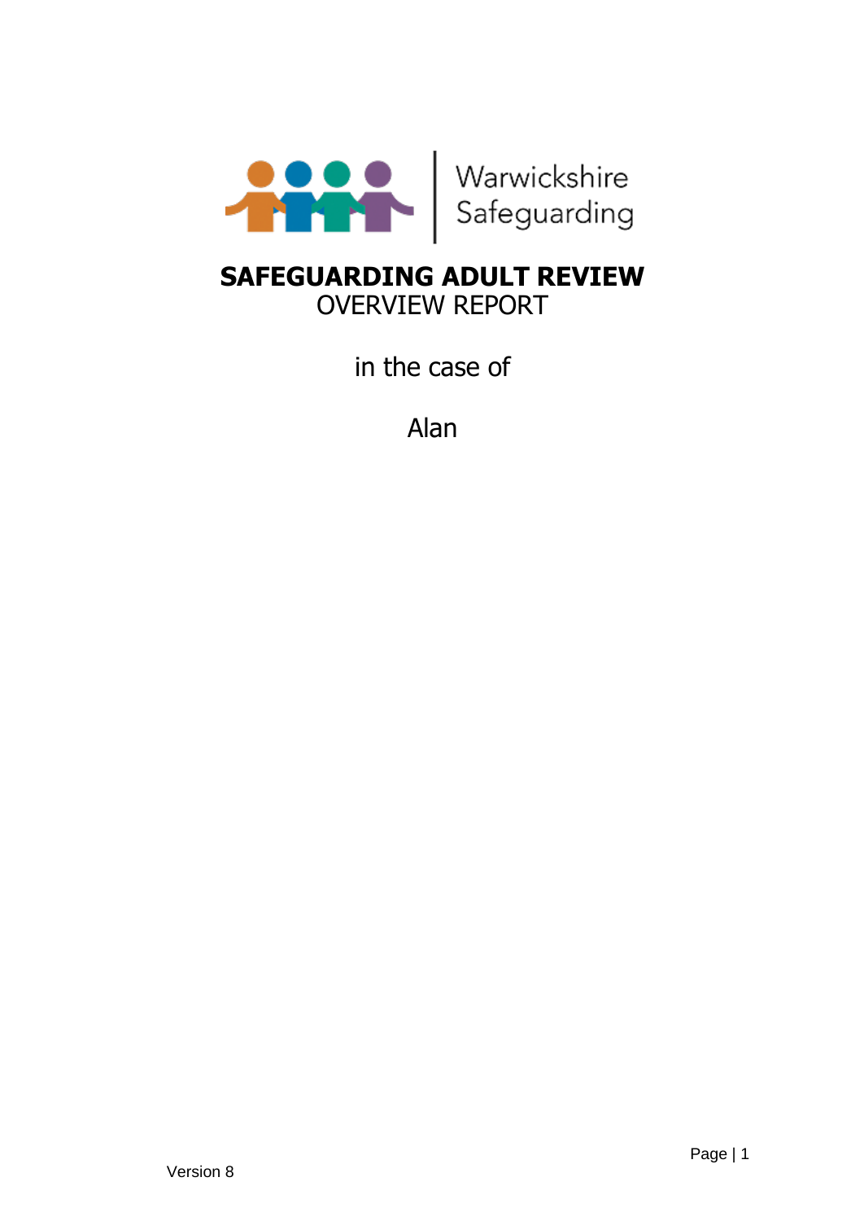Warwickshire Safeguarding

# SAFEGUARDING ADULT REVIEW

OVERVIEW REPORT

in the case of

Alan

Version 8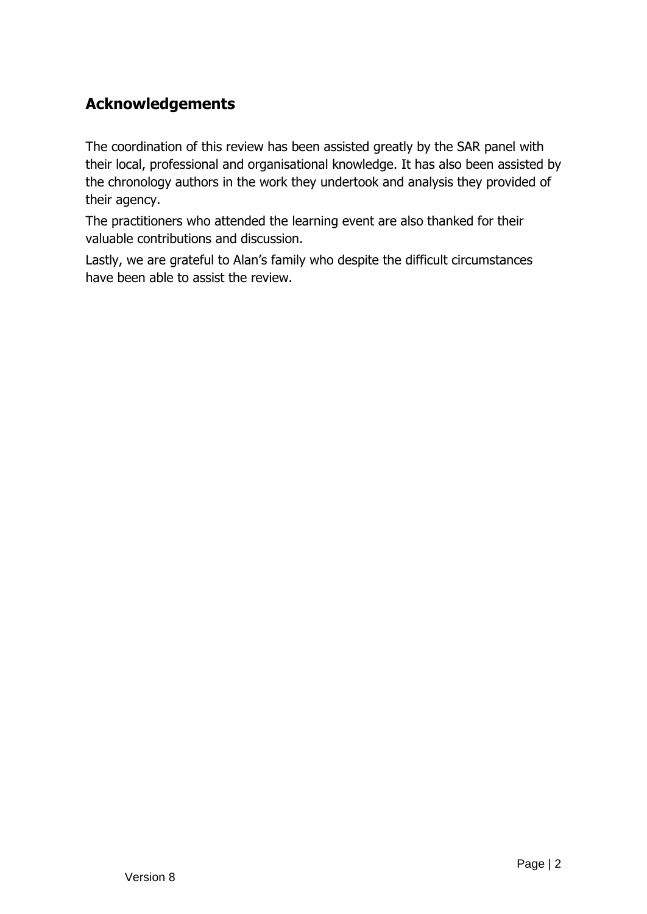## Acknowledgements

The coordination of this review has been assisted greatly by the SAR panel with their local, professional and organisational knowledge. It has also been assisted by the chronology authors in the work they undertook and analysis they provided of their agency.

The practitioners who attended the learning event are also thanked for their valuable contributions and discussion.

Lastly, we are grateful to Alan's family who despite the difficult circumstances have been able to assist the review.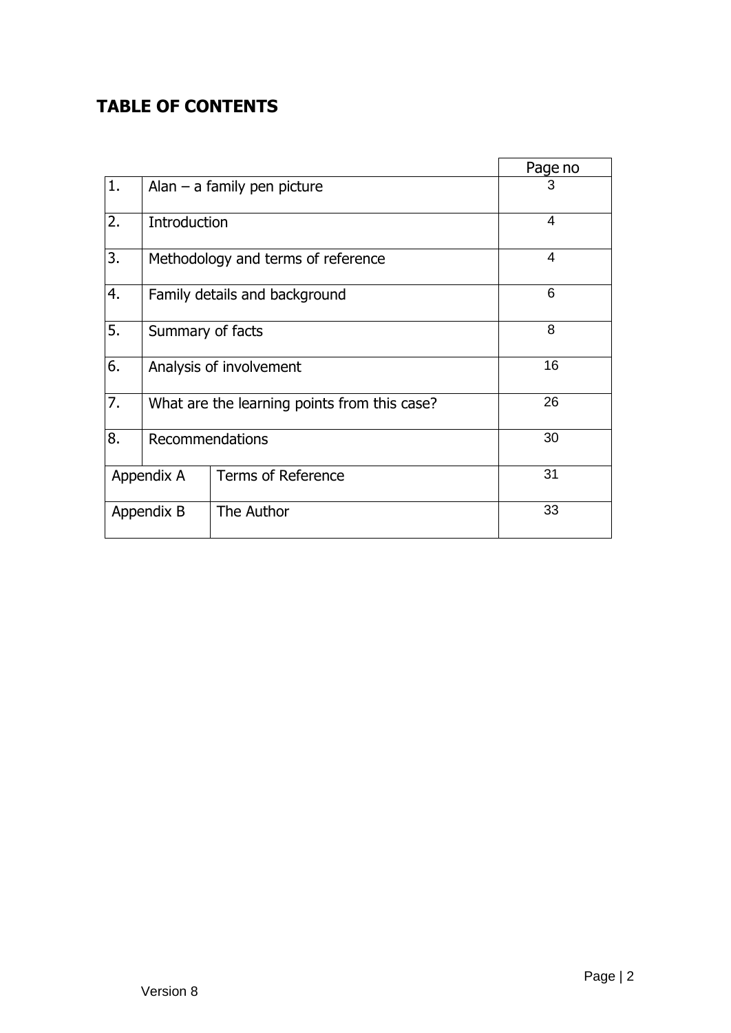## TABLE OF CONTENTS

| | | Page no |
|---|---|---|
| 1. | Alan – a family pen picture | 3 |
| 2. | Introduction | 4 |
| 3. | Methodology and terms of reference | 4 |
| 4. | Family details and background | 6 |
| 5. | Summary of facts | 8 |
| 6. | Analysis of involvement | 16 |
| 7. | What are the learning points from this case? | 26 |
| 8. | Recommendations | 30 |
| Appendix A | Terms of Reference | 31 |
| Appendix B | The Author | 33 |

Version 8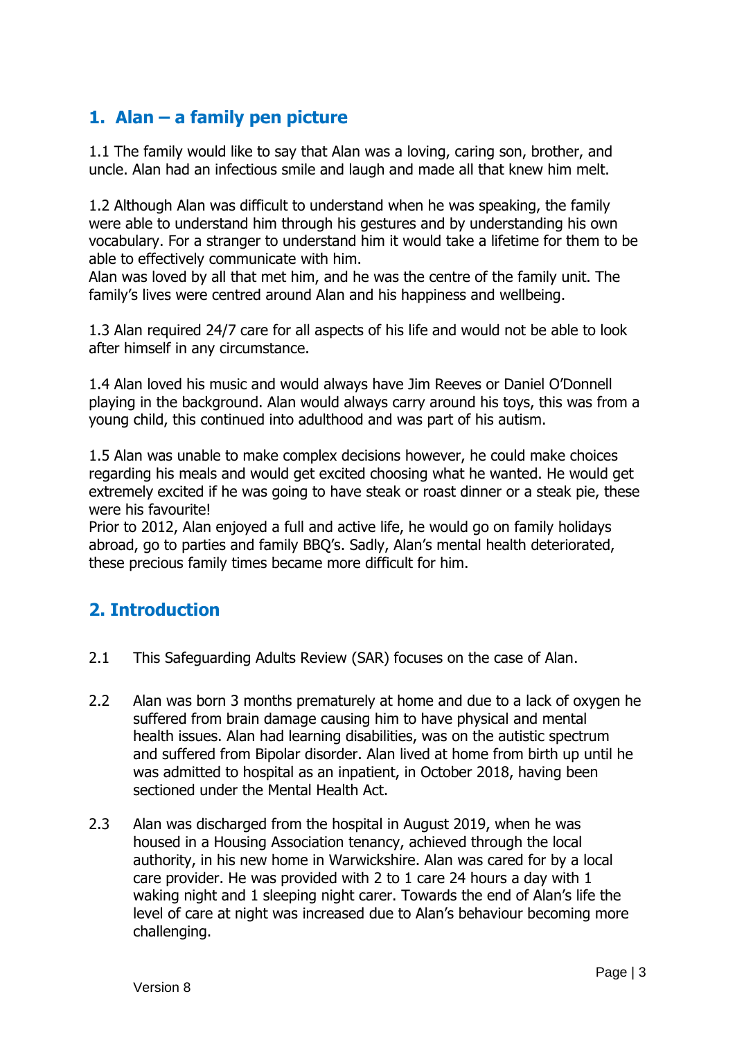## 1. Alan – a family pen picture

1.1 The family would like to say that Alan was a loving, caring son, brother, and uncle. Alan had an infectious smile and laugh and made all that knew him melt.

1.2 Although Alan was difficult to understand when he was speaking, the family were able to understand him through his gestures and by understanding his own vocabulary. For a stranger to understand him it would take a lifetime for them to be able to effectively communicate with him.
Alan was loved by all that met him, and he was the centre of the family unit. The family's lives were centred around Alan and his happiness and wellbeing.

1.3 Alan required 24/7 care for all aspects of his life and would not be able to look after himself in any circumstance.

1.4 Alan loved his music and would always have Jim Reeves or Daniel O'Donnell playing in the background. Alan would always carry around his toys, this was from a young child, this continued into adulthood and was part of his autism.

1.5 Alan was unable to make complex decisions however, he could make choices regarding his meals and would get excited choosing what he wanted. He would get extremely excited if he was going to have steak or roast dinner or a steak pie, these were his favourite!
Prior to 2012, Alan enjoyed a full and active life, he would go on family holidays abroad, go to parties and family BBQ's. Sadly, Alan's mental health deteriorated, these precious family times became more difficult for him.

## 2. Introduction

2.1 This Safeguarding Adults Review (SAR) focuses on the case of Alan.

2.2 Alan was born 3 months prematurely at home and due to a lack of oxygen he suffered from brain damage causing him to have physical and mental health issues. Alan had learning disabilities, was on the autistic spectrum and suffered from Bipolar disorder. Alan lived at home from birth up until he was admitted to hospital as an inpatient, in October 2018, having been sectioned under the Mental Health Act.

2.3 Alan was discharged from the hospital in August 2019, when he was housed in a Housing Association tenancy, achieved through the local authority, in his new home in Warwickshire. Alan was cared for by a local care provider. He was provided with 2 to 1 care 24 hours a day with 1 waking night and 1 sleeping night carer. Towards the end of Alan's life the level of care at night was increased due to Alan's behaviour becoming more challenging.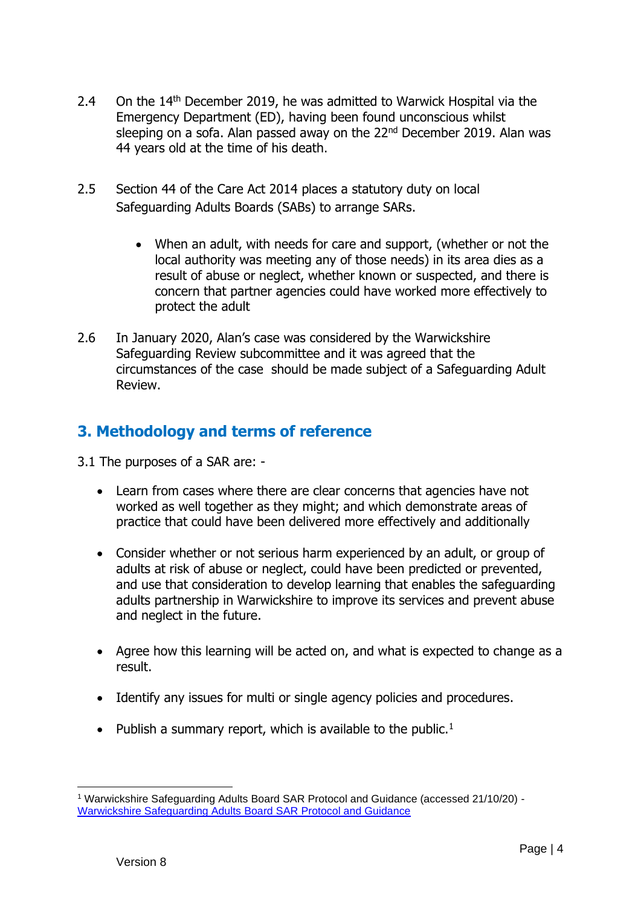2.4 On the 14th December 2019, he was admitted to Warwick Hospital via the Emergency Department (ED), having been found unconscious whilst sleeping on a sofa. Alan passed away on the 22nd December 2019. Alan was 44 years old at the time of his death.

2.5 Section 44 of the Care Act 2014 places a statutory duty on local Safeguarding Adults Boards (SABs) to arrange SARs.

- When an adult, with needs for care and support, (whether or not the local authority was meeting any of those needs) in its area dies as a result of abuse or neglect, whether known or suspected, and there is concern that partner agencies could have worked more effectively to protect the adult

2.6 In January 2020, Alan's case was considered by the Warwickshire Safeguarding Review subcommittee and it was agreed that the circumstances of the case should be made subject of a Safeguarding Adult Review.

## 3. Methodology and terms of reference

3.1 The purposes of a SAR are: -

- Learn from cases where there are clear concerns that agencies have not worked as well together as they might; and which demonstrate areas of practice that could have been delivered more effectively and additionally

- Consider whether or not serious harm experienced by an adult, or group of adults at risk of abuse or neglect, could have been predicted or prevented, and use that consideration to develop learning that enables the safeguarding adults partnership in Warwickshire to improve its services and prevent abuse and neglect in the future.

- Agree how this learning will be acted on, and what is expected to change as a result.

- Identify any issues for multi or single agency policies and procedures.

- Publish a summary report, which is available to the public.[1]

[1] Warwickshire Safeguarding Adults Board SAR Protocol and Guidance (accessed 21/10/20) - Warwickshire Safeguarding Adults Board SAR Protocol and Guidance

Version 8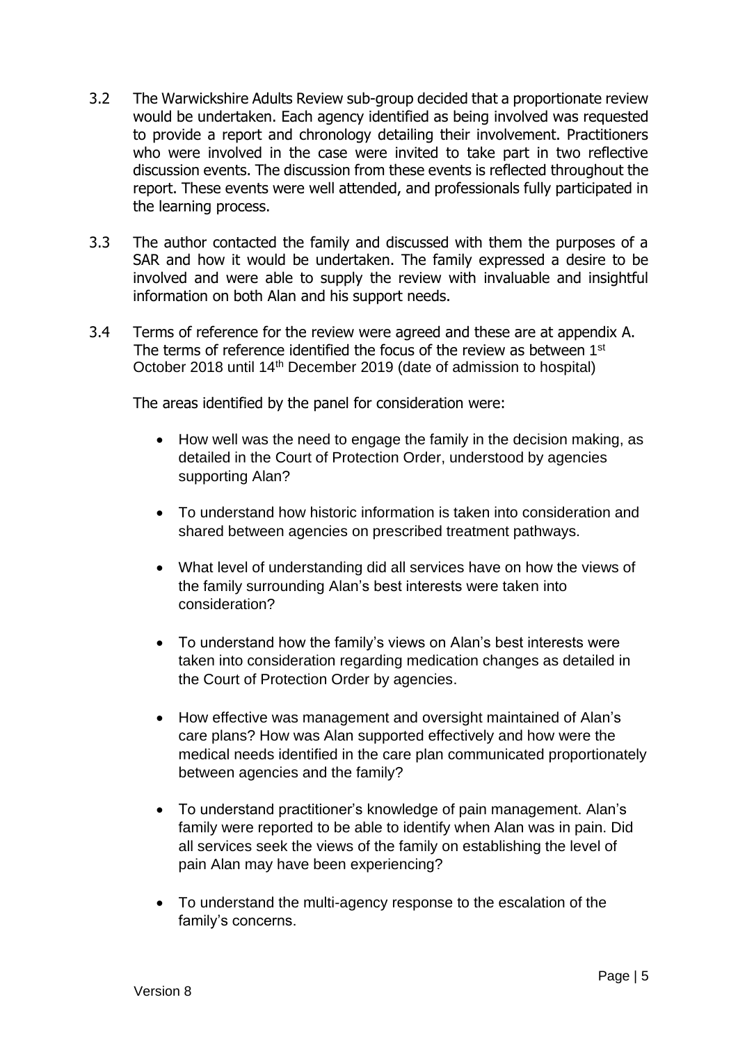3.2 The Warwickshire Adults Review sub-group decided that a proportionate review would be undertaken. Each agency identified as being involved was requested to provide a report and chronology detailing their involvement. Practitioners who were involved in the case were invited to take part in two reflective discussion events. The discussion from these events is reflected throughout the report. These events were well attended, and professionals fully participated in the learning process.

3.3 The author contacted the family and discussed with them the purposes of a SAR and how it would be undertaken. The family expressed a desire to be involved and were able to supply the review with invaluable and insightful information on both Alan and his support needs.

3.4 Terms of reference for the review were agreed and these are at appendix A. The terms of reference identified the focus of the review as between 1st October 2018 until 14th December 2019 (date of admission to hospital)

The areas identified by the panel for consideration were:

- How well was the need to engage the family in the decision making, as detailed in the Court of Protection Order, understood by agencies supporting Alan?
- To understand how historic information is taken into consideration and shared between agencies on prescribed treatment pathways.
- What level of understanding did all services have on how the views of the family surrounding Alan's best interests were taken into consideration?
- To understand how the family's views on Alan's best interests were taken into consideration regarding medication changes as detailed in the Court of Protection Order by agencies.
- How effective was management and oversight maintained of Alan's care plans? How was Alan supported effectively and how were the medical needs identified in the care plan communicated proportionately between agencies and the family?
- To understand practitioner's knowledge of pain management. Alan's family were reported to be able to identify when Alan was in pain. Did all services seek the views of the family on establishing the level of pain Alan may have been experiencing?
- To understand the multi-agency response to the escalation of the family's concerns.

Version 8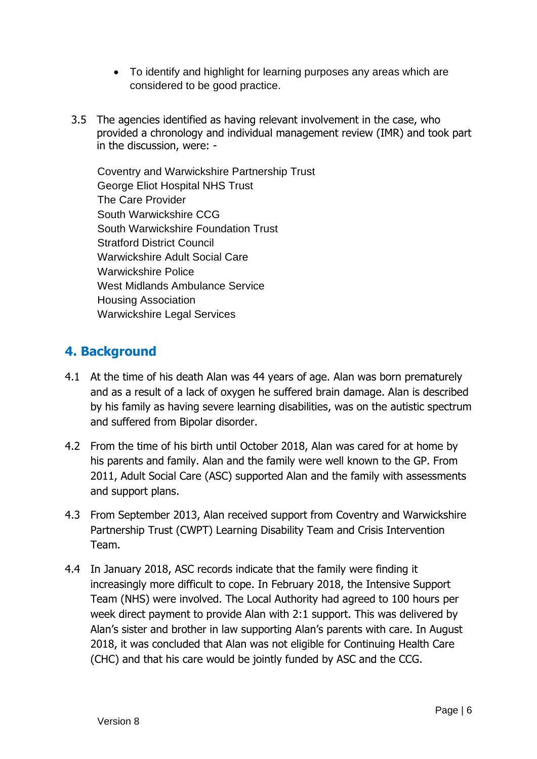- To identify and highlight for learning purposes any areas which are considered to be good practice.

3.5 The agencies identified as having relevant involvement in the case, who provided a chronology and individual management review (IMR) and took part in the discussion, were: -

Coventry and Warwickshire Partnership Trust
George Eliot Hospital NHS Trust
The Care Provider
South Warwickshire CCG
South Warwickshire Foundation Trust
Stratford District Council
Warwickshire Adult Social Care
Warwickshire Police
West Midlands Ambulance Service
Housing Association
Warwickshire Legal Services

## 4. Background

4.1 At the time of his death Alan was 44 years of age. Alan was born prematurely and as a result of a lack of oxygen he suffered brain damage. Alan is described by his family as having severe learning disabilities, was on the autistic spectrum and suffered from Bipolar disorder.

4.2 From the time of his birth until October 2018, Alan was cared for at home by his parents and family. Alan and the family were well known to the GP. From 2011, Adult Social Care (ASC) supported Alan and the family with assessments and support plans.

4.3 From September 2013, Alan received support from Coventry and Warwickshire Partnership Trust (CWPT) Learning Disability Team and Crisis Intervention Team.

4.4 In January 2018, ASC records indicate that the family were finding it increasingly more difficult to cope. In February 2018, the Intensive Support Team (NHS) were involved. The Local Authority had agreed to 100 hours per week direct payment to provide Alan with 2:1 support. This was delivered by Alan's sister and brother in law supporting Alan's parents with care. In August 2018, it was concluded that Alan was not eligible for Continuing Health Care (CHC) and that his care would be jointly funded by ASC and the CCG.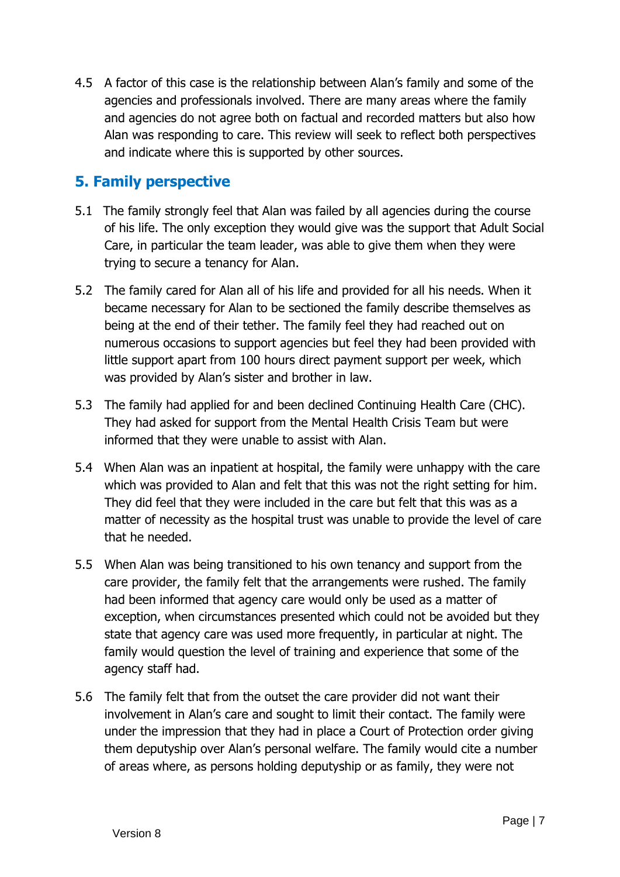4.5 A factor of this case is the relationship between Alan's family and some of the agencies and professionals involved. There are many areas where the family and agencies do not agree both on factual and recorded matters but also how Alan was responding to care. This review will seek to reflect both perspectives and indicate where this is supported by other sources.

## 5. Family perspective

5.1 The family strongly feel that Alan was failed by all agencies during the course of his life. The only exception they would give was the support that Adult Social Care, in particular the team leader, was able to give them when they were trying to secure a tenancy for Alan.

5.2 The family cared for Alan all of his life and provided for all his needs. When it became necessary for Alan to be sectioned the family describe themselves as being at the end of their tether. The family feel they had reached out on numerous occasions to support agencies but feel they had been provided with little support apart from 100 hours direct payment support per week, which was provided by Alan's sister and brother in law.

5.3 The family had applied for and been declined Continuing Health Care (CHC). They had asked for support from the Mental Health Crisis Team but were informed that they were unable to assist with Alan.

5.4 When Alan was an inpatient at hospital, the family were unhappy with the care which was provided to Alan and felt that this was not the right setting for him. They did feel that they were included in the care but felt that this was as a matter of necessity as the hospital trust was unable to provide the level of care that he needed.

5.5 When Alan was being transitioned to his own tenancy and support from the care provider, the family felt that the arrangements were rushed. The family had been informed that agency care would only be used as a matter of exception, when circumstances presented which could not be avoided but they state that agency care was used more frequently, in particular at night. The family would question the level of training and experience that some of the agency staff had.

5.6 The family felt that from the outset the care provider did not want their involvement in Alan's care and sought to limit their contact. The family were under the impression that they had in place a Court of Protection order giving them deputyship over Alan's personal welfare. The family would cite a number of areas where, as persons holding deputyship or as family, they were not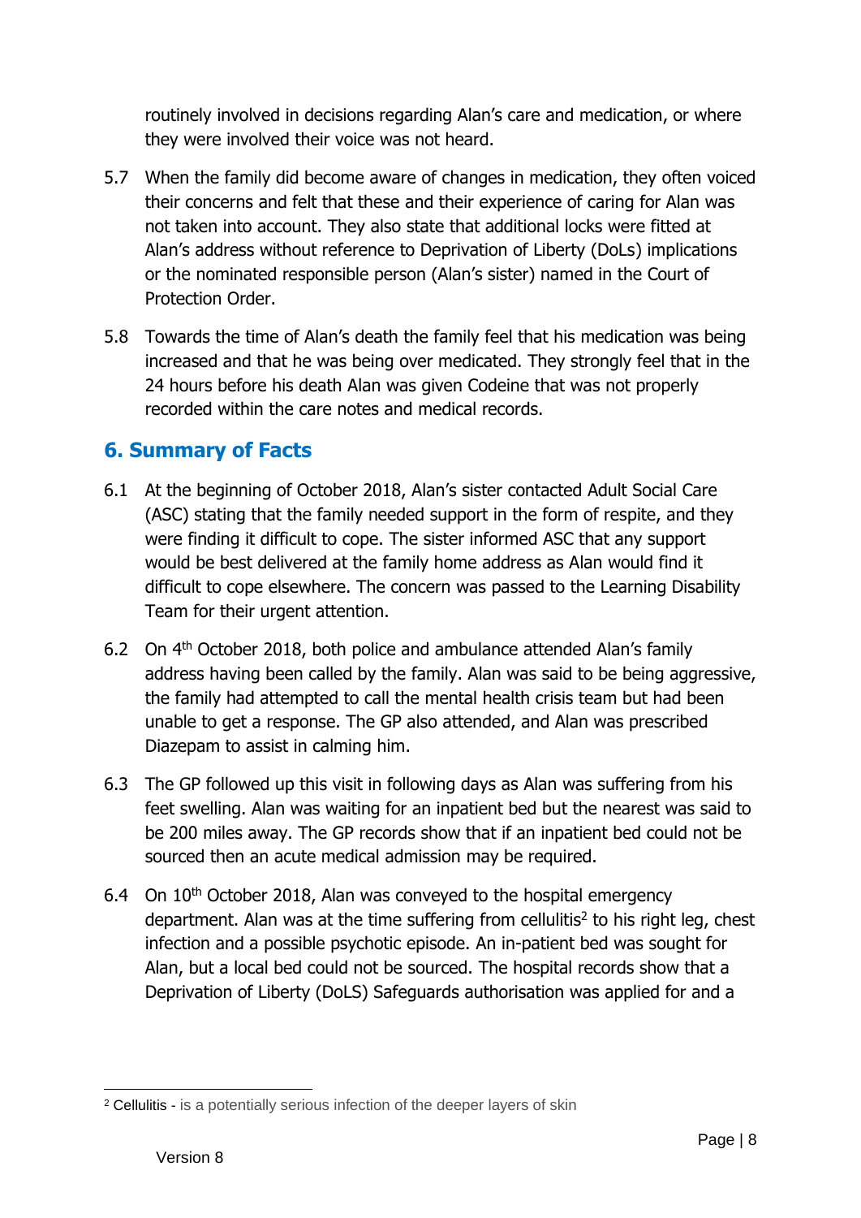routinely involved in decisions regarding Alan's care and medication, or where they were involved their voice was not heard.

5.7 When the family did become aware of changes in medication, they often voiced their concerns and felt that these and their experience of caring for Alan was not taken into account. They also state that additional locks were fitted at Alan's address without reference to Deprivation of Liberty (DoLs) implications or the nominated responsible person (Alan's sister) named in the Court of Protection Order.

5.8 Towards the time of Alan's death the family feel that his medication was being increased and that he was being over medicated. They strongly feel that in the 24 hours before his death Alan was given Codeine that was not properly recorded within the care notes and medical records.

## 6. Summary of Facts

6.1 At the beginning of October 2018, Alan's sister contacted Adult Social Care (ASC) stating that the family needed support in the form of respite, and they were finding it difficult to cope. The sister informed ASC that any support would be best delivered at the family home address as Alan would find it difficult to cope elsewhere. The concern was passed to the Learning Disability Team for their urgent attention.

6.2 On 4th October 2018, both police and ambulance attended Alan's family address having been called by the family. Alan was said to be being aggressive, the family had attempted to call the mental health crisis team but had been unable to get a response. The GP also attended, and Alan was prescribed Diazepam to assist in calming him.

6.3 The GP followed up this visit in following days as Alan was suffering from his feet swelling. Alan was waiting for an inpatient bed but the nearest was said to be 200 miles away. The GP records show that if an inpatient bed could not be sourced then an acute medical admission may be required.

6.4 On 10th October 2018, Alan was conveyed to the hospital emergency department. Alan was at the time suffering from cellulitis[2] to his right leg, chest infection and a possible psychotic episode. An in-patient bed was sought for Alan, but a local bed could not be sourced. The hospital records show that a Deprivation of Liberty (DoLS) Safeguards authorisation was applied for and a

[2] Cellulitis - is a potentially serious infection of the deeper layers of skin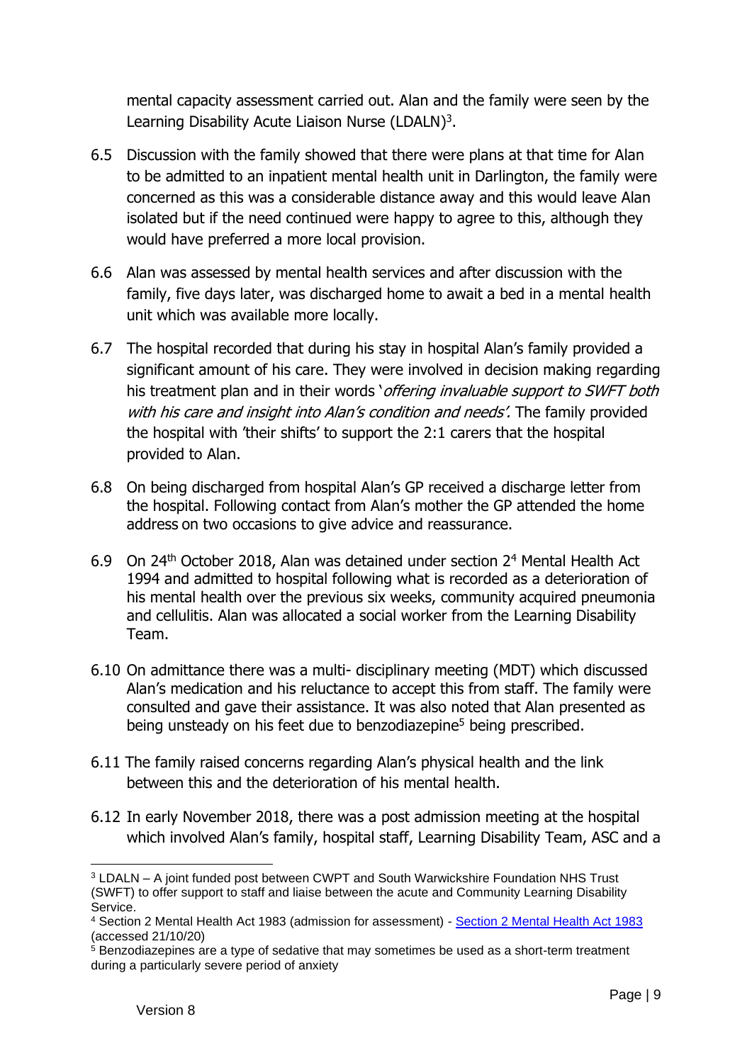mental capacity assessment carried out. Alan and the family were seen by the Learning Disability Acute Liaison Nurse (LDALN)[3].

6.5 Discussion with the family showed that there were plans at that time for Alan to be admitted to an inpatient mental health unit in Darlington, the family were concerned as this was a considerable distance away and this would leave Alan isolated but if the need continued were happy to agree to this, although they would have preferred a more local provision.

6.6 Alan was assessed by mental health services and after discussion with the family, five days later, was discharged home to await a bed in a mental health unit which was available more locally.

6.7 The hospital recorded that during his stay in hospital Alan's family provided a significant amount of his care. They were involved in decision making regarding his treatment plan and in their words '*offering invaluable support to SWFT both with his care and insight into Alan's condition and needs'.* The family provided the hospital with 'their shifts' to support the 2:1 carers that the hospital provided to Alan.

6.8 On being discharged from hospital Alan's GP received a discharge letter from the hospital. Following contact from Alan's mother the GP attended the home address on two occasions to give advice and reassurance.

6.9 On 24th October 2018, Alan was detained under section 2[4] Mental Health Act 1994 and admitted to hospital following what is recorded as a deterioration of his mental health over the previous six weeks, community acquired pneumonia and cellulitis. Alan was allocated a social worker from the Learning Disability Team.

6.10 On admittance there was a multi- disciplinary meeting (MDT) which discussed Alan's medication and his reluctance to accept this from staff. The family were consulted and gave their assistance. It was also noted that Alan presented as being unsteady on his feet due to benzodiazepine[5] being prescribed.

6.11 The family raised concerns regarding Alan's physical health and the link between this and the deterioration of his mental health.

6.12 In early November 2018, there was a post admission meeting at the hospital which involved Alan's family, hospital staff, Learning Disability Team, ASC and a

---

[3] LDALN – A joint funded post between CWPT and South Warwickshire Foundation NHS Trust (SWFT) to offer support to staff and liaise between the acute and Community Learning Disability Service.

[4] Section 2 Mental Health Act 1983 (admission for assessment) - [Section 2 Mental Health Act 1983](#) (accessed 21/10/20)

[5] Benzodiazepines are a type of sedative that may sometimes be used as a short-term treatment during a particularly severe period of anxiety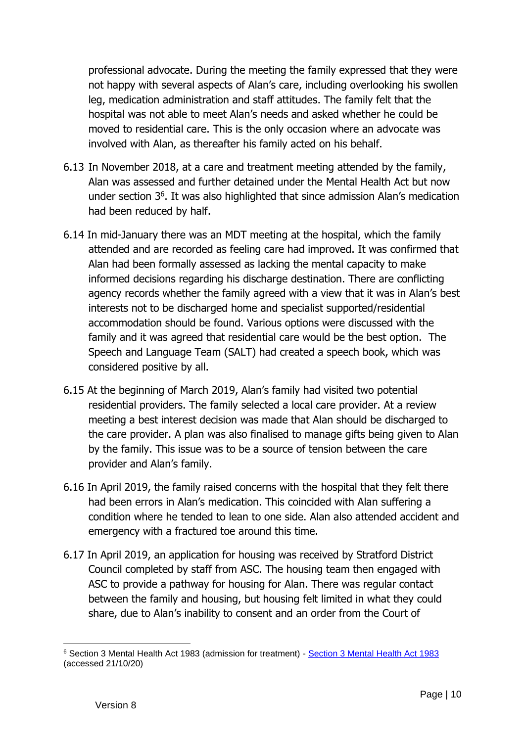professional advocate. During the meeting the family expressed that they were not happy with several aspects of Alan's care, including overlooking his swollen leg, medication administration and staff attitudes. The family felt that the hospital was not able to meet Alan's needs and asked whether he could be moved to residential care. This is the only occasion where an advocate was involved with Alan, as thereafter his family acted on his behalf.

6.13 In November 2018, at a care and treatment meeting attended by the family, Alan was assessed and further detained under the Mental Health Act but now under section 3[6]. It was also highlighted that since admission Alan's medication had been reduced by half.

6.14 In mid-January there was an MDT meeting at the hospital, which the family attended and are recorded as feeling care had improved. It was confirmed that Alan had been formally assessed as lacking the mental capacity to make informed decisions regarding his discharge destination. There are conflicting agency records whether the family agreed with a view that it was in Alan's best interests not to be discharged home and specialist supported/residential accommodation should be found. Various options were discussed with the family and it was agreed that residential care would be the best option. The Speech and Language Team (SALT) had created a speech book, which was considered positive by all.

6.15 At the beginning of March 2019, Alan's family had visited two potential residential providers. The family selected a local care provider. At a review meeting a best interest decision was made that Alan should be discharged to the care provider. A plan was also finalised to manage gifts being given to Alan by the family. This issue was to be a source of tension between the care provider and Alan's family.

6.16 In April 2019, the family raised concerns with the hospital that they felt there had been errors in Alan's medication. This coincided with Alan suffering a condition where he tended to lean to one side. Alan also attended accident and emergency with a fractured toe around this time.

6.17 In April 2019, an application for housing was received by Stratford District Council completed by staff from ASC. The housing team then engaged with ASC to provide a pathway for housing for Alan. There was regular contact between the family and housing, but housing felt limited in what they could share, due to Alan's inability to consent and an order from the Court of

---

[6] Section 3 Mental Health Act 1983 (admission for treatment) - Section 3 Mental Health Act 1983 (accessed 21/10/20)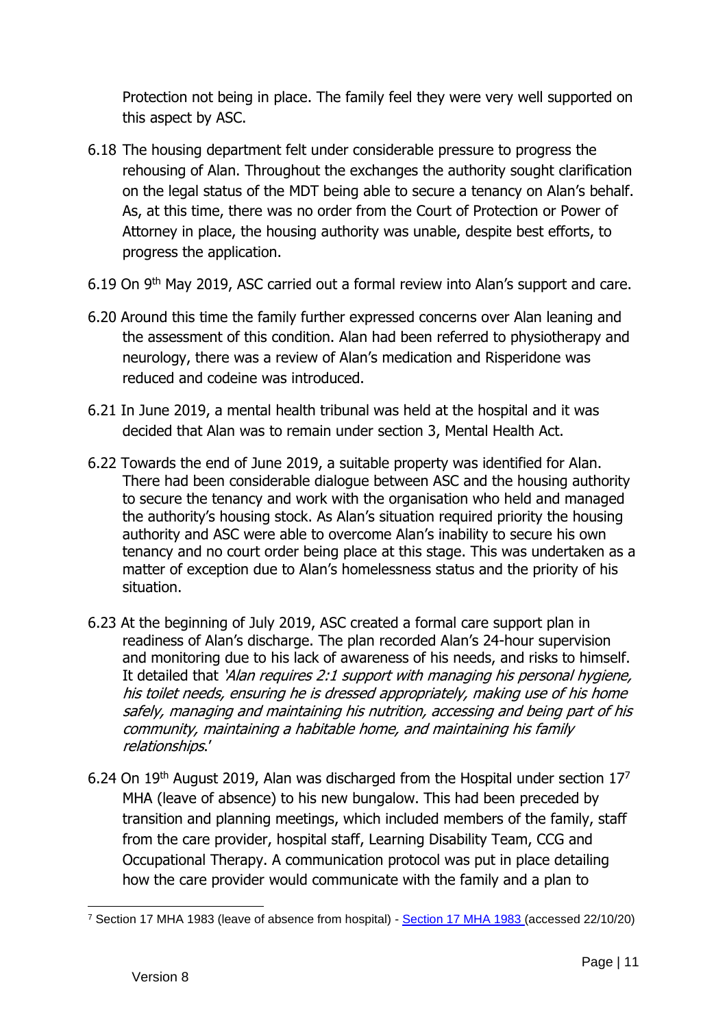Protection not being in place. The family feel they were very well supported on this aspect by ASC.

6.18 The housing department felt under considerable pressure to progress the rehousing of Alan. Throughout the exchanges the authority sought clarification on the legal status of the MDT being able to secure a tenancy on Alan's behalf. As, at this time, there was no order from the Court of Protection or Power of Attorney in place, the housing authority was unable, despite best efforts, to progress the application.

6.19 On 9th May 2019, ASC carried out a formal review into Alan's support and care.

6.20 Around this time the family further expressed concerns over Alan leaning and the assessment of this condition. Alan had been referred to physiotherapy and neurology, there was a review of Alan's medication and Risperidone was reduced and codeine was introduced.

6.21 In June 2019, a mental health tribunal was held at the hospital and it was decided that Alan was to remain under section 3, Mental Health Act.

6.22 Towards the end of June 2019, a suitable property was identified for Alan. There had been considerable dialogue between ASC and the housing authority to secure the tenancy and work with the organisation who held and managed the authority's housing stock. As Alan's situation required priority the housing authority and ASC were able to overcome Alan's inability to secure his own tenancy and no court order being place at this stage. This was undertaken as a matter of exception due to Alan's homelessness status and the priority of his situation.

6.23 At the beginning of July 2019, ASC created a formal care support plan in readiness of Alan's discharge. The plan recorded Alan's 24-hour supervision and monitoring due to his lack of awareness of his needs, and risks to himself. It detailed that *'Alan requires 2:1 support with managing his personal hygiene, his toilet needs, ensuring he is dressed appropriately, making use of his home safely, managing and maintaining his nutrition, accessing and being part of his community, maintaining a habitable home, and maintaining his family relationships*.'

6.24 On 19th August 2019, Alan was discharged from the Hospital under section 17[7] MHA (leave of absence) to his new bungalow. This had been preceded by transition and planning meetings, which included members of the family, staff from the care provider, hospital staff, Learning Disability Team, CCG and Occupational Therapy. A communication protocol was put in place detailing how the care provider would communicate with the family and a plan to

[7] Section 17 MHA 1983 (leave of absence from hospital) - Section 17 MHA 1983 (accessed 22/10/20)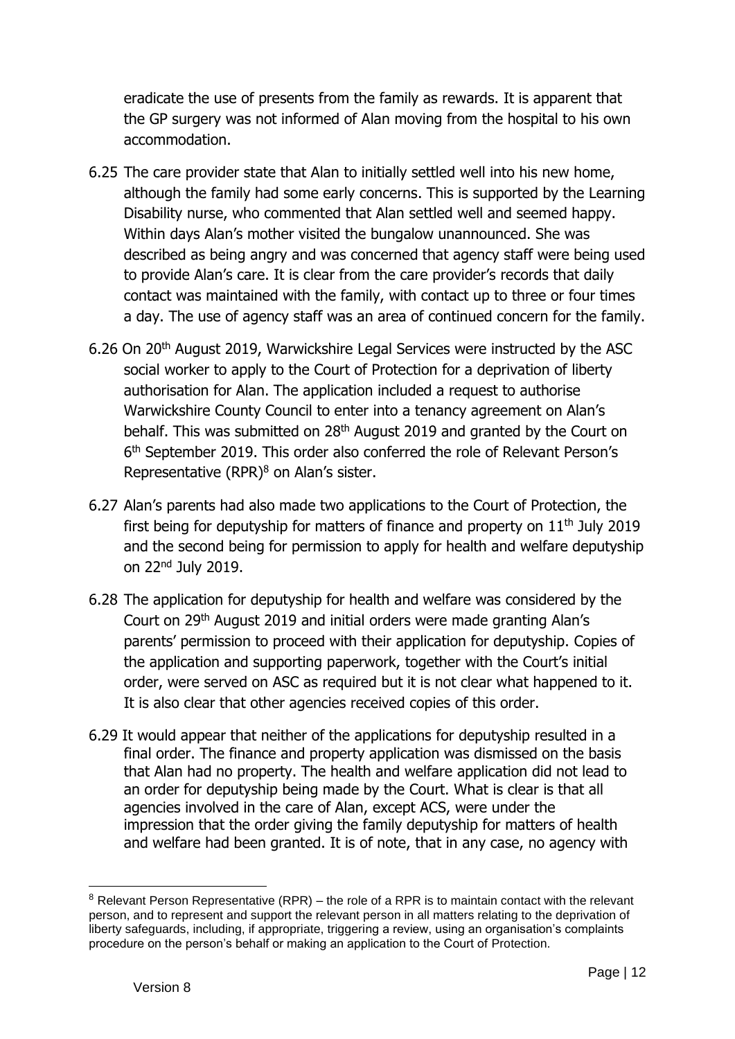eradicate the use of presents from the family as rewards. It is apparent that the GP surgery was not informed of Alan moving from the hospital to his own accommodation.

6.25 The care provider state that Alan to initially settled well into his new home, although the family had some early concerns. This is supported by the Learning Disability nurse, who commented that Alan settled well and seemed happy. Within days Alan's mother visited the bungalow unannounced. She was described as being angry and was concerned that agency staff were being used to provide Alan's care. It is clear from the care provider's records that daily contact was maintained with the family, with contact up to three or four times a day. The use of agency staff was an area of continued concern for the family.

6.26 On 20th August 2019, Warwickshire Legal Services were instructed by the ASC social worker to apply to the Court of Protection for a deprivation of liberty authorisation for Alan. The application included a request to authorise Warwickshire County Council to enter into a tenancy agreement on Alan's behalf. This was submitted on 28th August 2019 and granted by the Court on 6th September 2019. This order also conferred the role of Relevant Person's Representative (RPR)[8] on Alan's sister.

6.27 Alan's parents had also made two applications to the Court of Protection, the first being for deputyship for matters of finance and property on 11th July 2019 and the second being for permission to apply for health and welfare deputyship on 22nd July 2019.

6.28 The application for deputyship for health and welfare was considered by the Court on 29th August 2019 and initial orders were made granting Alan's parents' permission to proceed with their application for deputyship. Copies of the application and supporting paperwork, together with the Court's initial order, were served on ASC as required but it is not clear what happened to it. It is also clear that other agencies received copies of this order.

6.29 It would appear that neither of the applications for deputyship resulted in a final order. The finance and property application was dismissed on the basis that Alan had no property. The health and welfare application did not lead to an order for deputyship being made by the Court. What is clear is that all agencies involved in the care of Alan, except ACS, were under the impression that the order giving the family deputyship for matters of health and welfare had been granted. It is of note, that in any case, no agency with

[8] Relevant Person Representative (RPR) – the role of a RPR is to maintain contact with the relevant person, and to represent and support the relevant person in all matters relating to the deprivation of liberty safeguards, including, if appropriate, triggering a review, using an organisation's complaints procedure on the person's behalf or making an application to the Court of Protection.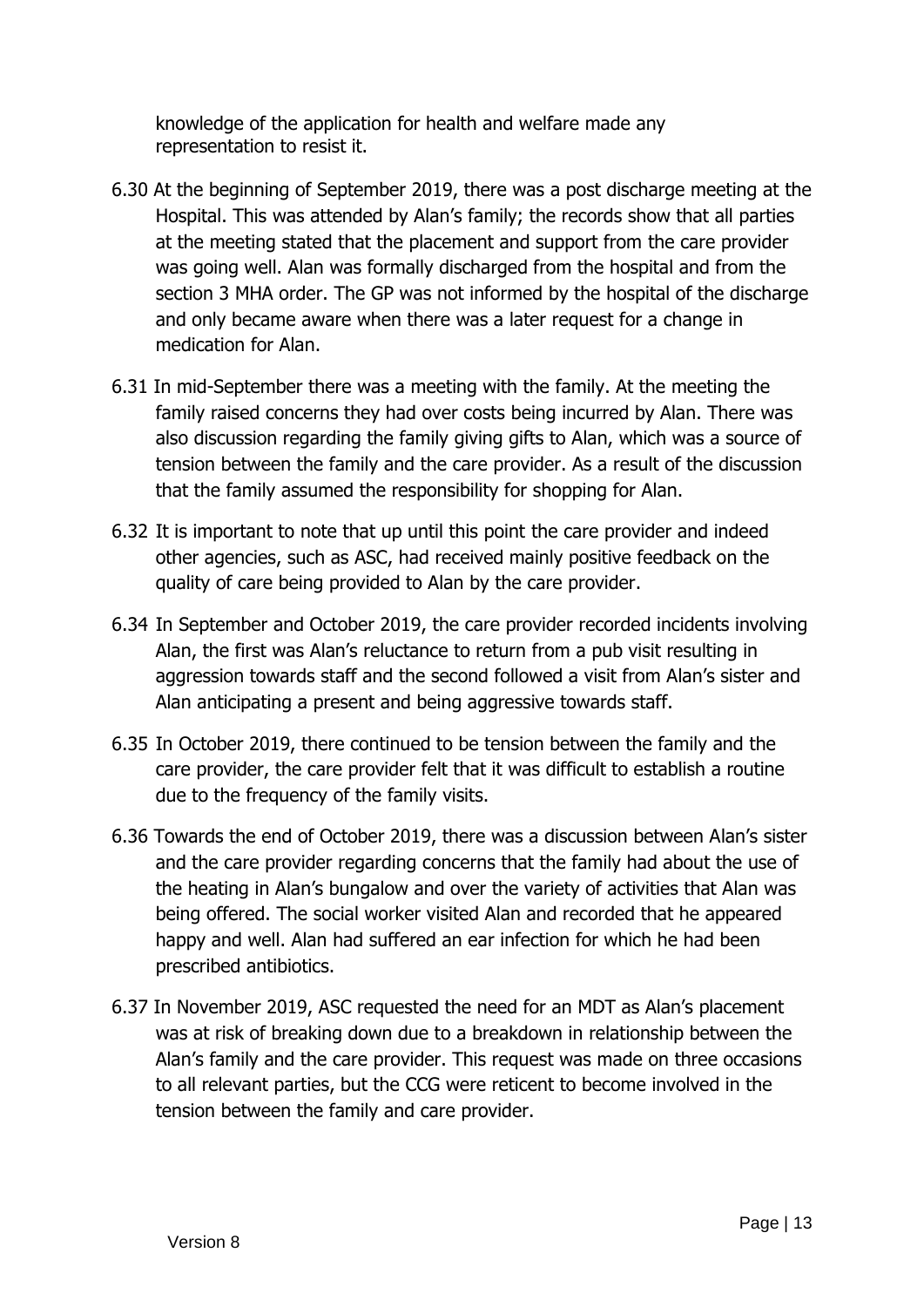knowledge of the application for health and welfare made any representation to resist it.

6.30 At the beginning of September 2019, there was a post discharge meeting at the Hospital. This was attended by Alan's family; the records show that all parties at the meeting stated that the placement and support from the care provider was going well. Alan was formally discharged from the hospital and from the section 3 MHA order. The GP was not informed by the hospital of the discharge and only became aware when there was a later request for a change in medication for Alan.

6.31 In mid-September there was a meeting with the family. At the meeting the family raised concerns they had over costs being incurred by Alan. There was also discussion regarding the family giving gifts to Alan, which was a source of tension between the family and the care provider. As a result of the discussion that the family assumed the responsibility for shopping for Alan.

6.32 It is important to note that up until this point the care provider and indeed other agencies, such as ASC, had received mainly positive feedback on the quality of care being provided to Alan by the care provider.

6.34 In September and October 2019, the care provider recorded incidents involving Alan, the first was Alan's reluctance to return from a pub visit resulting in aggression towards staff and the second followed a visit from Alan's sister and Alan anticipating a present and being aggressive towards staff.

6.35 In October 2019, there continued to be tension between the family and the care provider, the care provider felt that it was difficult to establish a routine due to the frequency of the family visits.

6.36 Towards the end of October 2019, there was a discussion between Alan's sister and the care provider regarding concerns that the family had about the use of the heating in Alan's bungalow and over the variety of activities that Alan was being offered. The social worker visited Alan and recorded that he appeared happy and well. Alan had suffered an ear infection for which he had been prescribed antibiotics.

6.37 In November 2019, ASC requested the need for an MDT as Alan's placement was at risk of breaking down due to a breakdown in relationship between the Alan's family and the care provider. This request was made on three occasions to all relevant parties, but the CCG were reticent to become involved in the tension between the family and care provider.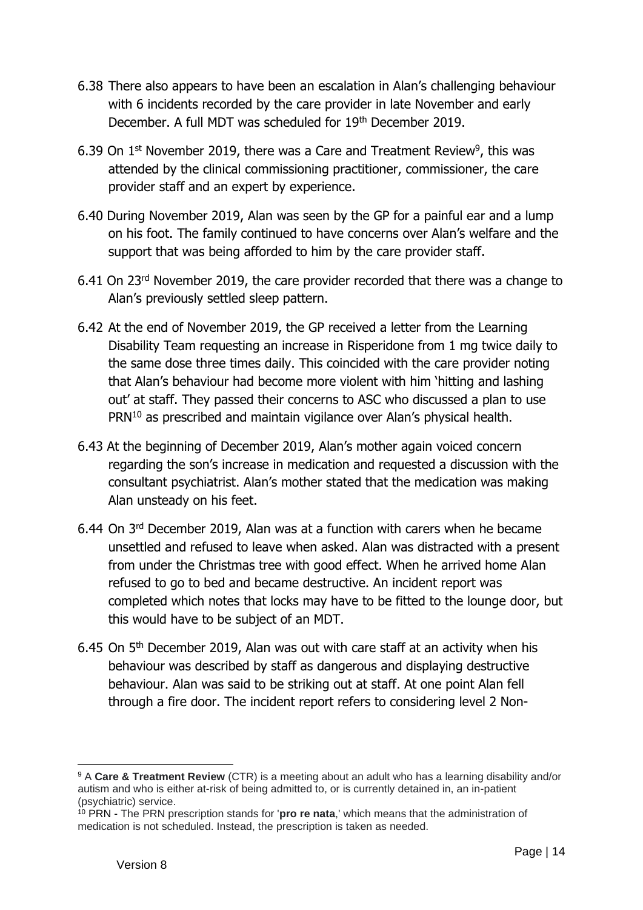6.38 There also appears to have been an escalation in Alan's challenging behaviour with 6 incidents recorded by the care provider in late November and early December. A full MDT was scheduled for 19th December 2019.

6.39 On 1st November 2019, there was a Care and Treatment Review[9], this was attended by the clinical commissioning practitioner, commissioner, the care provider staff and an expert by experience.

6.40 During November 2019, Alan was seen by the GP for a painful ear and a lump on his foot. The family continued to have concerns over Alan's welfare and the support that was being afforded to him by the care provider staff.

6.41 On 23rd November 2019, the care provider recorded that there was a change to Alan's previously settled sleep pattern.

6.42 At the end of November 2019, the GP received a letter from the Learning Disability Team requesting an increase in Risperidone from 1 mg twice daily to the same dose three times daily. This coincided with the care provider noting that Alan's behaviour had become more violent with him 'hitting and lashing out' at staff. They passed their concerns to ASC who discussed a plan to use PRN[10] as prescribed and maintain vigilance over Alan's physical health.

6.43 At the beginning of December 2019, Alan's mother again voiced concern regarding the son's increase in medication and requested a discussion with the consultant psychiatrist. Alan's mother stated that the medication was making Alan unsteady on his feet.

6.44 On 3rd December 2019, Alan was at a function with carers when he became unsettled and refused to leave when asked. Alan was distracted with a present from under the Christmas tree with good effect. When he arrived home Alan refused to go to bed and became destructive. An incident report was completed which notes that locks may have to be fitted to the lounge door, but this would have to be subject of an MDT.

6.45 On 5th December 2019, Alan was out with care staff at an activity when his behaviour was described by staff as dangerous and displaying destructive behaviour. Alan was said to be striking out at staff. At one point Alan fell through a fire door. The incident report refers to considering level 2 Non-

---

[9] A **Care & Treatment Review** (CTR) is a meeting about an adult who has a learning disability and/or autism and who is either at-risk of being admitted to, or is currently detained in, an in-patient (psychiatric) service.

[10] PRN - The PRN prescription stands for '**pro re nata**,' which means that the administration of medication is not scheduled. Instead, the prescription is taken as needed.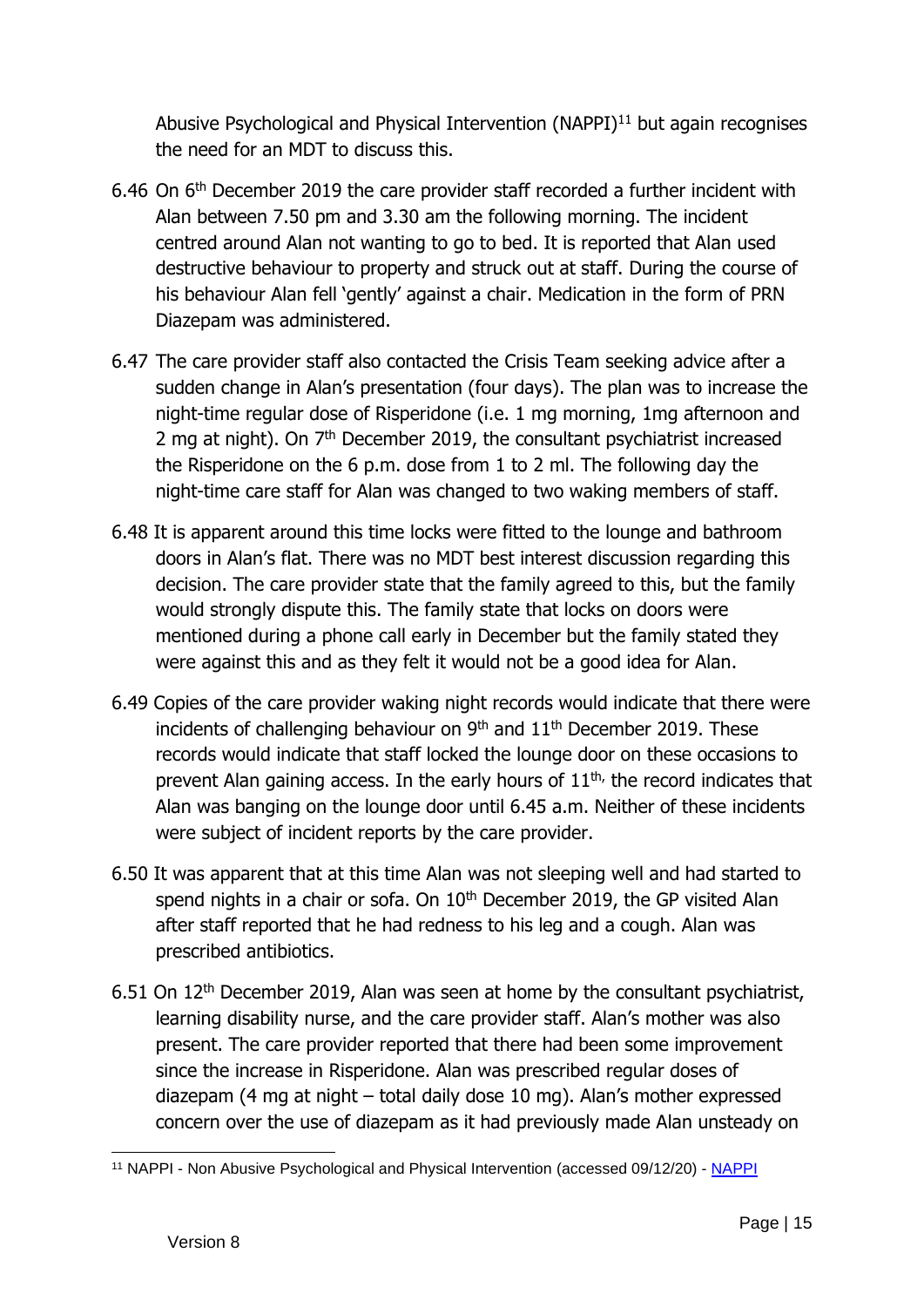Abusive Psychological and Physical Intervention (NAPPI)[11] but again recognises the need for an MDT to discuss this.

6.46 On 6th December 2019 the care provider staff recorded a further incident with Alan between 7.50 pm and 3.30 am the following morning. The incident centred around Alan not wanting to go to bed. It is reported that Alan used destructive behaviour to property and struck out at staff. During the course of his behaviour Alan fell 'gently' against a chair. Medication in the form of PRN Diazepam was administered.

6.47 The care provider staff also contacted the Crisis Team seeking advice after a sudden change in Alan's presentation (four days). The plan was to increase the night-time regular dose of Risperidone (i.e. 1 mg morning, 1mg afternoon and 2 mg at night). On 7th December 2019, the consultant psychiatrist increased the Risperidone on the 6 p.m. dose from 1 to 2 ml. The following day the night-time care staff for Alan was changed to two waking members of staff.

6.48 It is apparent around this time locks were fitted to the lounge and bathroom doors in Alan's flat. There was no MDT best interest discussion regarding this decision. The care provider state that the family agreed to this, but the family would strongly dispute this. The family state that locks on doors were mentioned during a phone call early in December but the family stated they were against this and as they felt it would not be a good idea for Alan.

6.49 Copies of the care provider waking night records would indicate that there were incidents of challenging behaviour on 9th and 11th December 2019. These records would indicate that staff locked the lounge door on these occasions to prevent Alan gaining access. In the early hours of 11th, the record indicates that Alan was banging on the lounge door until 6.45 a.m. Neither of these incidents were subject of incident reports by the care provider.

6.50 It was apparent that at this time Alan was not sleeping well and had started to spend nights in a chair or sofa. On 10th December 2019, the GP visited Alan after staff reported that he had redness to his leg and a cough. Alan was prescribed antibiotics.

6.51 On 12th December 2019, Alan was seen at home by the consultant psychiatrist, learning disability nurse, and the care provider staff. Alan's mother was also present. The care provider reported that there had been some improvement since the increase in Risperidone. Alan was prescribed regular doses of diazepam (4 mg at night – total daily dose 10 mg). Alan's mother expressed concern over the use of diazepam as it had previously made Alan unsteady on

[11] NAPPI - Non Abusive Psychological and Physical Intervention (accessed 09/12/20) - NAPPI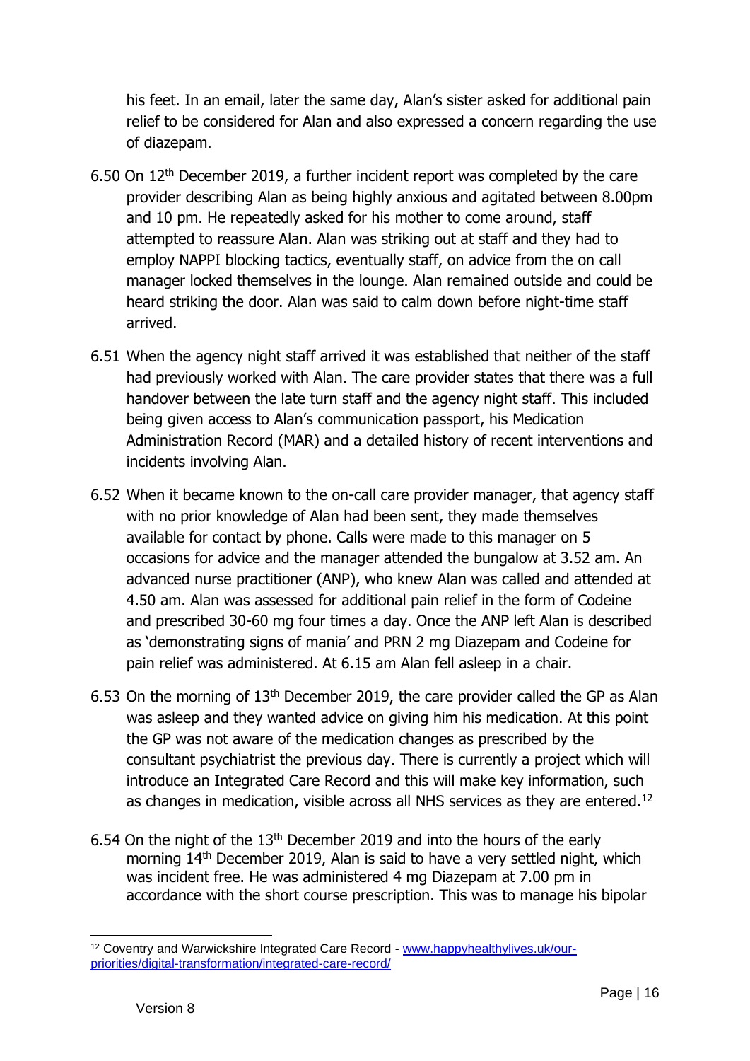his feet. In an email, later the same day, Alan's sister asked for additional pain relief to be considered for Alan and also expressed a concern regarding the use of diazepam.

6.50 On 12th December 2019, a further incident report was completed by the care provider describing Alan as being highly anxious and agitated between 8.00pm and 10 pm. He repeatedly asked for his mother to come around, staff attempted to reassure Alan. Alan was striking out at staff and they had to employ NAPPI blocking tactics, eventually staff, on advice from the on call manager locked themselves in the lounge. Alan remained outside and could be heard striking the door. Alan was said to calm down before night-time staff arrived.

6.51 When the agency night staff arrived it was established that neither of the staff had previously worked with Alan. The care provider states that there was a full handover between the late turn staff and the agency night staff. This included being given access to Alan's communication passport, his Medication Administration Record (MAR) and a detailed history of recent interventions and incidents involving Alan.

6.52 When it became known to the on-call care provider manager, that agency staff with no prior knowledge of Alan had been sent, they made themselves available for contact by phone. Calls were made to this manager on 5 occasions for advice and the manager attended the bungalow at 3.52 am. An advanced nurse practitioner (ANP), who knew Alan was called and attended at 4.50 am. Alan was assessed for additional pain relief in the form of Codeine and prescribed 30-60 mg four times a day. Once the ANP left Alan is described as 'demonstrating signs of mania' and PRN 2 mg Diazepam and Codeine for pain relief was administered. At 6.15 am Alan fell asleep in a chair.

6.53 On the morning of 13th December 2019, the care provider called the GP as Alan was asleep and they wanted advice on giving him his medication. At this point the GP was not aware of the medication changes as prescribed by the consultant psychiatrist the previous day. There is currently a project which will introduce an Integrated Care Record and this will make key information, such as changes in medication, visible across all NHS services as they are entered.[12]

6.54 On the night of the 13th December 2019 and into the hours of the early morning 14th December 2019, Alan is said to have a very settled night, which was incident free. He was administered 4 mg Diazepam at 7.00 pm in accordance with the short course prescription. This was to manage his bipolar

[12] Coventry and Warwickshire Integrated Care Record - www.happyhealthylives.uk/our-priorities/digital-transformation/integrated-care-record/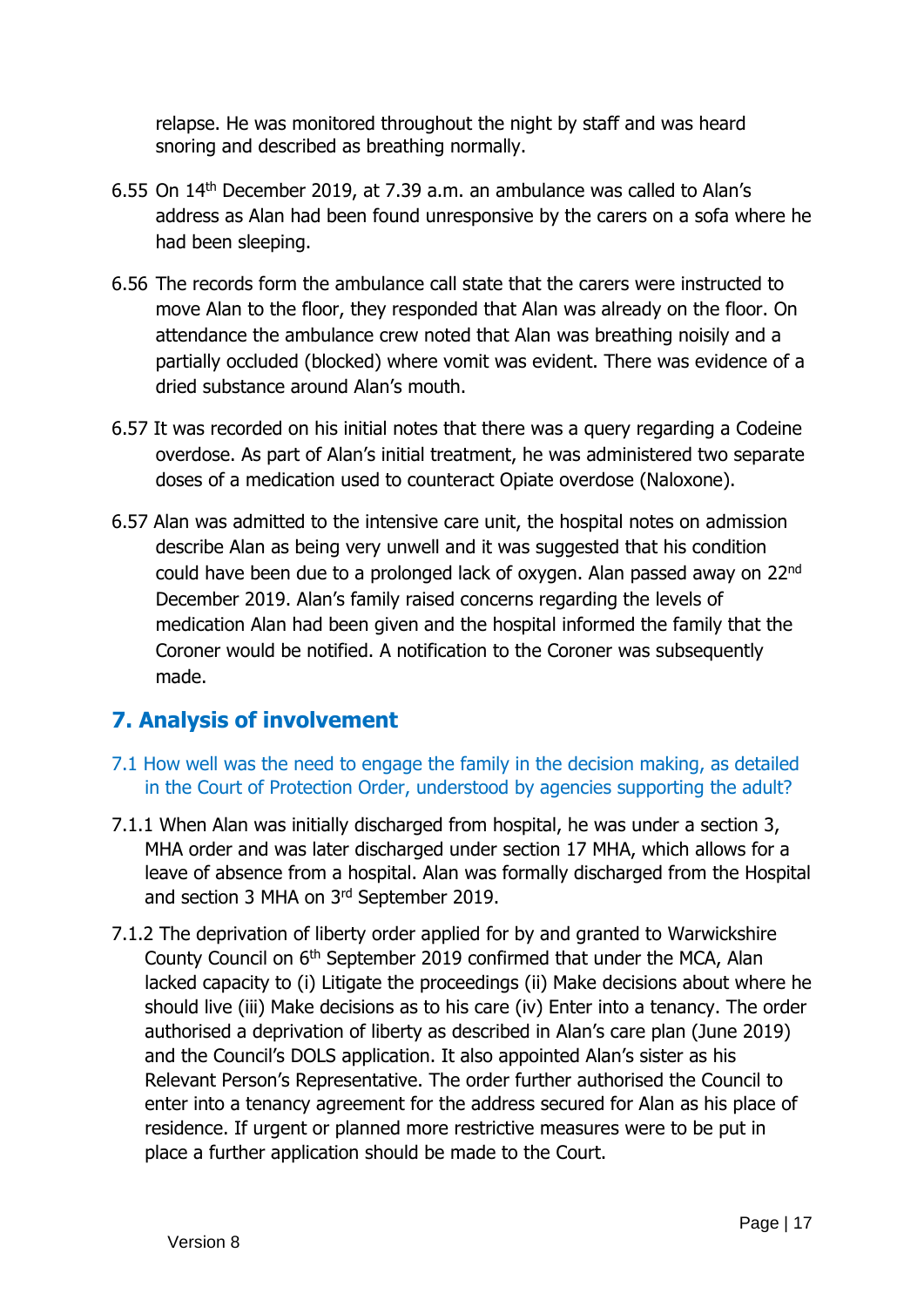relapse. He was monitored throughout the night by staff and was heard snoring and described as breathing normally.

6.55 On 14th December 2019, at 7.39 a.m. an ambulance was called to Alan's address as Alan had been found unresponsive by the carers on a sofa where he had been sleeping.

6.56 The records form the ambulance call state that the carers were instructed to move Alan to the floor, they responded that Alan was already on the floor. On attendance the ambulance crew noted that Alan was breathing noisily and a partially occluded (blocked) where vomit was evident. There was evidence of a dried substance around Alan's mouth.

6.57 It was recorded on his initial notes that there was a query regarding a Codeine overdose. As part of Alan's initial treatment, he was administered two separate doses of a medication used to counteract Opiate overdose (Naloxone).

6.57 Alan was admitted to the intensive care unit, the hospital notes on admission describe Alan as being very unwell and it was suggested that his condition could have been due to a prolonged lack of oxygen. Alan passed away on 22nd December 2019. Alan's family raised concerns regarding the levels of medication Alan had been given and the hospital informed the family that the Coroner would be notified. A notification to the Coroner was subsequently made.

## 7. Analysis of involvement

### 7.1 How well was the need to engage the family in the decision making, as detailed in the Court of Protection Order, understood by agencies supporting the adult?

7.1.1 When Alan was initially discharged from hospital, he was under a section 3, MHA order and was later discharged under section 17 MHA, which allows for a leave of absence from a hospital. Alan was formally discharged from the Hospital and section 3 MHA on 3rd September 2019.

7.1.2 The deprivation of liberty order applied for by and granted to Warwickshire County Council on 6th September 2019 confirmed that under the MCA, Alan lacked capacity to (i) Litigate the proceedings (ii) Make decisions about where he should live (iii) Make decisions as to his care (iv) Enter into a tenancy. The order authorised a deprivation of liberty as described in Alan's care plan (June 2019) and the Council's DOLS application. It also appointed Alan's sister as his Relevant Person's Representative. The order further authorised the Council to enter into a tenancy agreement for the address secured for Alan as his place of residence. If urgent or planned more restrictive measures were to be put in place a further application should be made to the Court.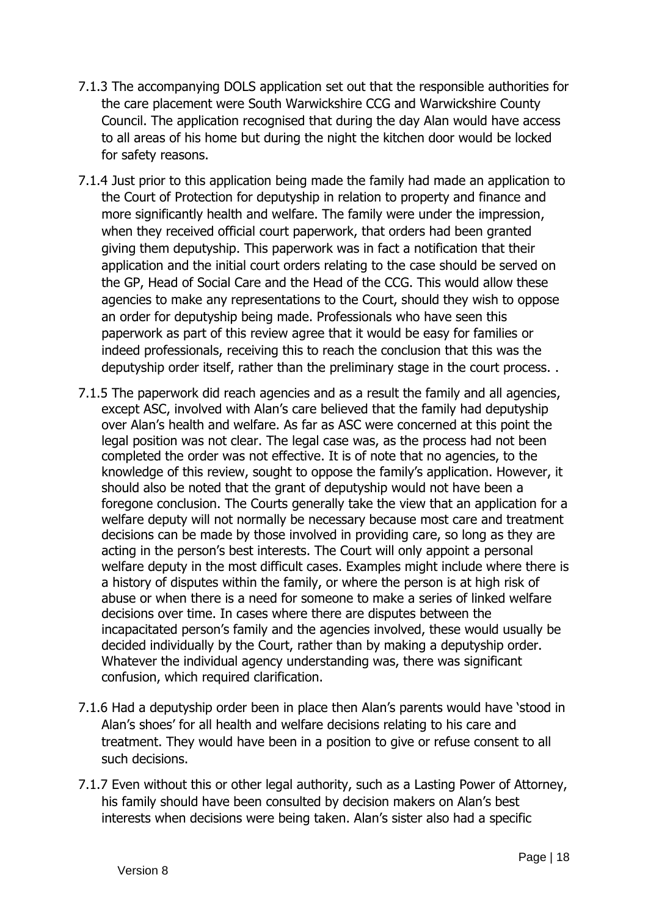7.1.3 The accompanying DOLS application set out that the responsible authorities for the care placement were South Warwickshire CCG and Warwickshire County Council. The application recognised that during the day Alan would have access to all areas of his home but during the night the kitchen door would be locked for safety reasons.

7.1.4 Just prior to this application being made the family had made an application to the Court of Protection for deputyship in relation to property and finance and more significantly health and welfare. The family were under the impression, when they received official court paperwork, that orders had been granted giving them deputyship. This paperwork was in fact a notification that their application and the initial court orders relating to the case should be served on the GP, Head of Social Care and the Head of the CCG. This would allow these agencies to make any representations to the Court, should they wish to oppose an order for deputyship being made. Professionals who have seen this paperwork as part of this review agree that it would be easy for families or indeed professionals, receiving this to reach the conclusion that this was the deputyship order itself, rather than the preliminary stage in the court process. .

7.1.5 The paperwork did reach agencies and as a result the family and all agencies, except ASC, involved with Alan's care believed that the family had deputyship over Alan's health and welfare. As far as ASC were concerned at this point the legal position was not clear. The legal case was, as the process had not been completed the order was not effective. It is of note that no agencies, to the knowledge of this review, sought to oppose the family's application. However, it should also be noted that the grant of deputyship would not have been a foregone conclusion. The Courts generally take the view that an application for a welfare deputy will not normally be necessary because most care and treatment decisions can be made by those involved in providing care, so long as they are acting in the person's best interests. The Court will only appoint a personal welfare deputy in the most difficult cases. Examples might include where there is a history of disputes within the family, or where the person is at high risk of abuse or when there is a need for someone to make a series of linked welfare decisions over time. In cases where there are disputes between the incapacitated person's family and the agencies involved, these would usually be decided individually by the Court, rather than by making a deputyship order. Whatever the individual agency understanding was, there was significant confusion, which required clarification.

7.1.6 Had a deputyship order been in place then Alan's parents would have 'stood in Alan's shoes' for all health and welfare decisions relating to his care and treatment. They would have been in a position to give or refuse consent to all such decisions.

7.1.7 Even without this or other legal authority, such as a Lasting Power of Attorney, his family should have been consulted by decision makers on Alan's best interests when decisions were being taken. Alan's sister also had a specific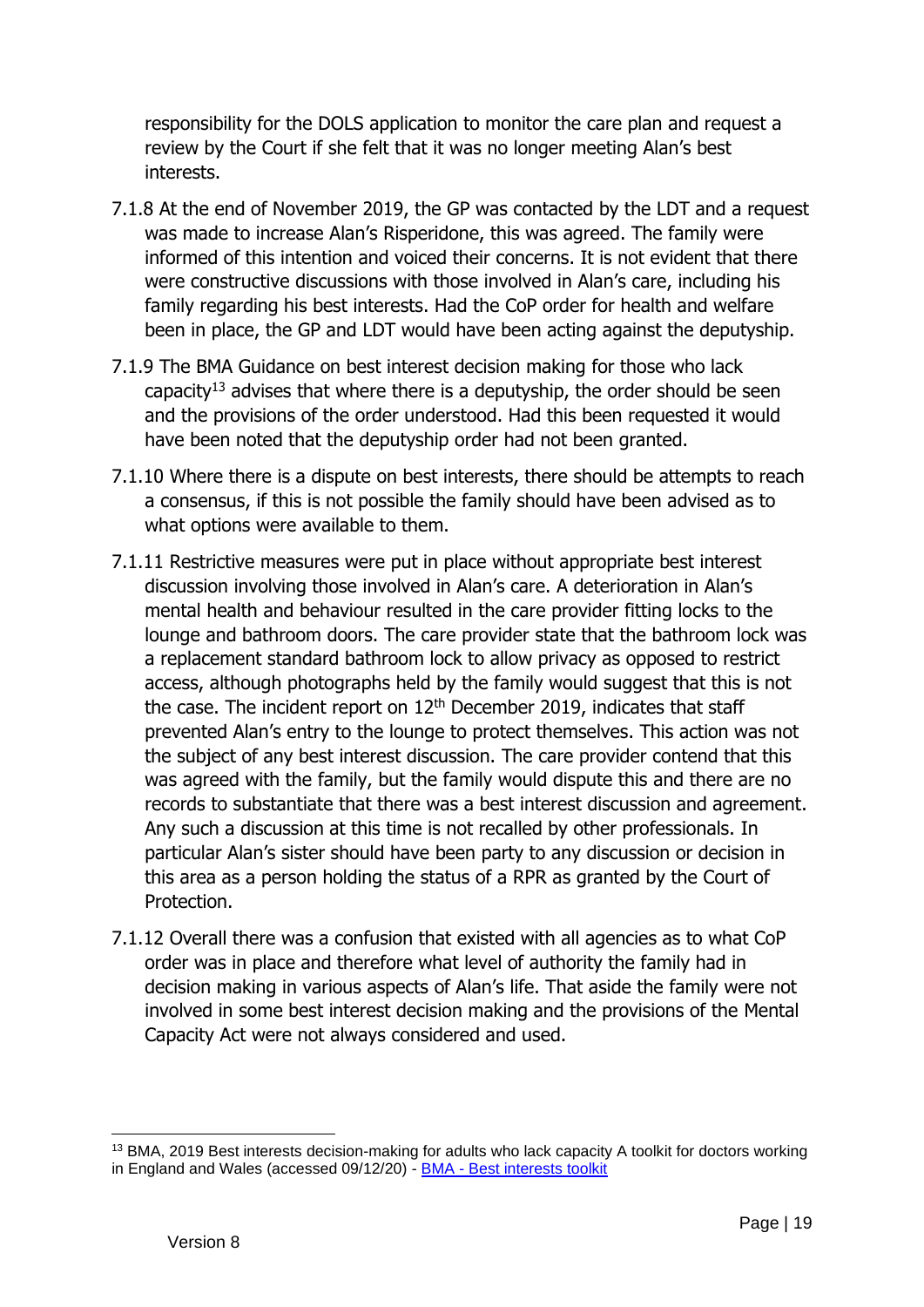responsibility for the DOLS application to monitor the care plan and request a review by the Court if she felt that it was no longer meeting Alan's best interests.

7.1.8 At the end of November 2019, the GP was contacted by the LDT and a request was made to increase Alan's Risperidone, this was agreed. The family were informed of this intention and voiced their concerns. It is not evident that there were constructive discussions with those involved in Alan's care, including his family regarding his best interests. Had the CoP order for health and welfare been in place, the GP and LDT would have been acting against the deputyship.

7.1.9 The BMA Guidance on best interest decision making for those who lack capacity[13] advises that where there is a deputyship, the order should be seen and the provisions of the order understood. Had this been requested it would have been noted that the deputyship order had not been granted.

7.1.10 Where there is a dispute on best interests, there should be attempts to reach a consensus, if this is not possible the family should have been advised as to what options were available to them.

7.1.11 Restrictive measures were put in place without appropriate best interest discussion involving those involved in Alan's care. A deterioration in Alan's mental health and behaviour resulted in the care provider fitting locks to the lounge and bathroom doors. The care provider state that the bathroom lock was a replacement standard bathroom lock to allow privacy as opposed to restrict access, although photographs held by the family would suggest that this is not the case. The incident report on 12th December 2019, indicates that staff prevented Alan's entry to the lounge to protect themselves. This action was not the subject of any best interest discussion. The care provider contend that this was agreed with the family, but the family would dispute this and there are no records to substantiate that there was a best interest discussion and agreement. Any such a discussion at this time is not recalled by other professionals. In particular Alan's sister should have been party to any discussion or decision in this area as a person holding the status of a RPR as granted by the Court of Protection.

7.1.12 Overall there was a confusion that existed with all agencies as to what CoP order was in place and therefore what level of authority the family had in decision making in various aspects of Alan's life. That aside the family were not involved in some best interest decision making and the provisions of the Mental Capacity Act were not always considered and used.

---

[13] BMA, 2019 Best interests decision-making for adults who lack capacity A toolkit for doctors working in England and Wales (accessed 09/12/20) - [BMA - Best interests toolkit]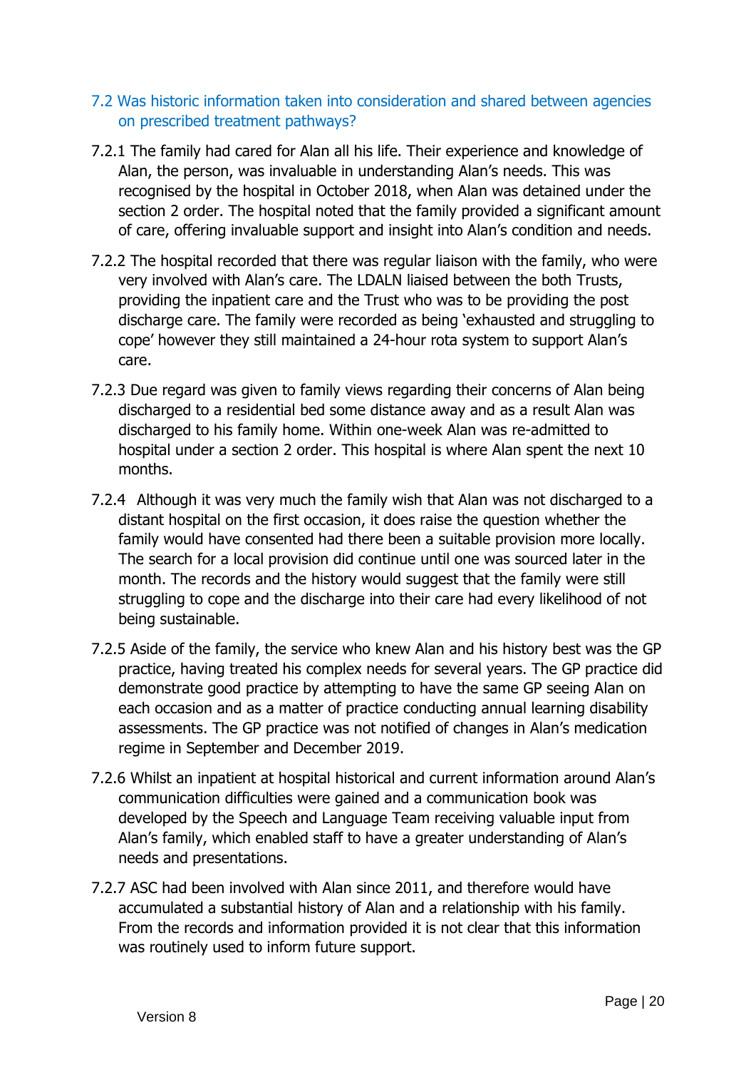## 7.2 Was historic information taken into consideration and shared between agencies on prescribed treatment pathways?

7.2.1 The family had cared for Alan all his life. Their experience and knowledge of Alan, the person, was invaluable in understanding Alan's needs. This was recognised by the hospital in October 2018, when Alan was detained under the section 2 order. The hospital noted that the family provided a significant amount of care, offering invaluable support and insight into Alan's condition and needs.

7.2.2 The hospital recorded that there was regular liaison with the family, who were very involved with Alan's care. The LDALN liaised between the both Trusts, providing the inpatient care and the Trust who was to be providing the post discharge care. The family were recorded as being 'exhausted and struggling to cope' however they still maintained a 24-hour rota system to support Alan's care.

7.2.3 Due regard was given to family views regarding their concerns of Alan being discharged to a residential bed some distance away and as a result Alan was discharged to his family home. Within one-week Alan was re-admitted to hospital under a section 2 order. This hospital is where Alan spent the next 10 months.

7.2.4 Although it was very much the family wish that Alan was not discharged to a distant hospital on the first occasion, it does raise the question whether the family would have consented had there been a suitable provision more locally. The search for a local provision did continue until one was sourced later in the month. The records and the history would suggest that the family were still struggling to cope and the discharge into their care had every likelihood of not being sustainable.

7.2.5 Aside of the family, the service who knew Alan and his history best was the GP practice, having treated his complex needs for several years. The GP practice did demonstrate good practice by attempting to have the same GP seeing Alan on each occasion and as a matter of practice conducting annual learning disability assessments. The GP practice was not notified of changes in Alan's medication regime in September and December 2019.

7.2.6 Whilst an inpatient at hospital historical and current information around Alan's communication difficulties were gained and a communication book was developed by the Speech and Language Team receiving valuable input from Alan's family, which enabled staff to have a greater understanding of Alan's needs and presentations.

7.2.7 ASC had been involved with Alan since 2011, and therefore would have accumulated a substantial history of Alan and a relationship with his family. From the records and information provided it is not clear that this information was routinely used to inform future support.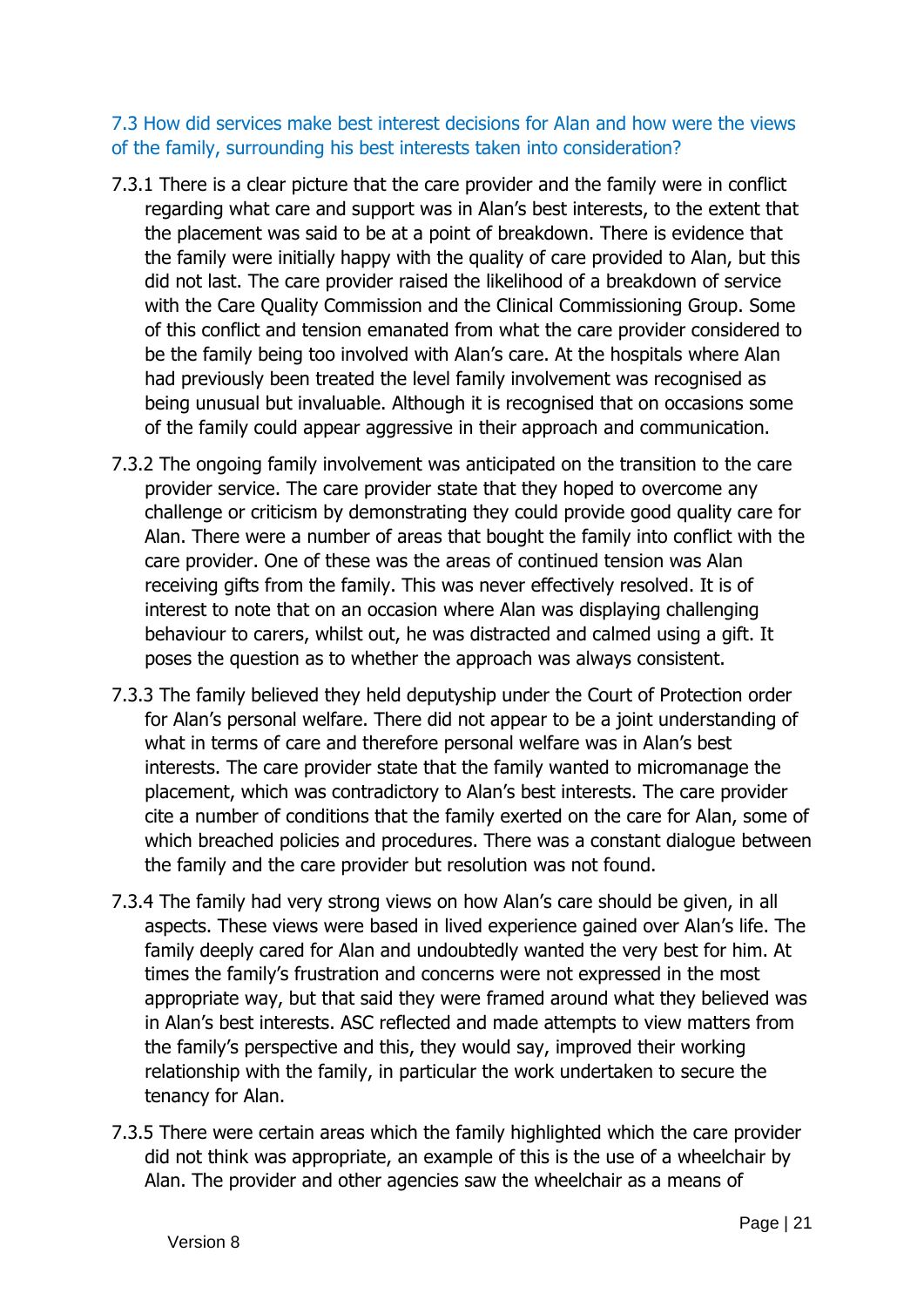### 7.3 How did services make best interest decisions for Alan and how were the views of the family, surrounding his best interests taken into consideration?

7.3.1 There is a clear picture that the care provider and the family were in conflict regarding what care and support was in Alan's best interests, to the extent that the placement was said to be at a point of breakdown. There is evidence that the family were initially happy with the quality of care provided to Alan, but this did not last. The care provider raised the likelihood of a breakdown of service with the Care Quality Commission and the Clinical Commissioning Group. Some of this conflict and tension emanated from what the care provider considered to be the family being too involved with Alan's care. At the hospitals where Alan had previously been treated the level family involvement was recognised as being unusual but invaluable. Although it is recognised that on occasions some of the family could appear aggressive in their approach and communication.

7.3.2 The ongoing family involvement was anticipated on the transition to the care provider service. The care provider state that they hoped to overcome any challenge or criticism by demonstrating they could provide good quality care for Alan. There were a number of areas that bought the family into conflict with the care provider. One of these was the areas of continued tension was Alan receiving gifts from the family. This was never effectively resolved. It is of interest to note that on an occasion where Alan was displaying challenging behaviour to carers, whilst out, he was distracted and calmed using a gift. It poses the question as to whether the approach was always consistent.

7.3.3 The family believed they held deputyship under the Court of Protection order for Alan's personal welfare. There did not appear to be a joint understanding of what in terms of care and therefore personal welfare was in Alan's best interests. The care provider state that the family wanted to micromanage the placement, which was contradictory to Alan's best interests. The care provider cite a number of conditions that the family exerted on the care for Alan, some of which breached policies and procedures. There was a constant dialogue between the family and the care provider but resolution was not found.

7.3.4 The family had very strong views on how Alan's care should be given, in all aspects. These views were based in lived experience gained over Alan's life. The family deeply cared for Alan and undoubtedly wanted the very best for him. At times the family's frustration and concerns were not expressed in the most appropriate way, but that said they were framed around what they believed was in Alan's best interests. ASC reflected and made attempts to view matters from the family's perspective and this, they would say, improved their working relationship with the family, in particular the work undertaken to secure the tenancy for Alan.

7.3.5 There were certain areas which the family highlighted which the care provider did not think was appropriate, an example of this is the use of a wheelchair by Alan. The provider and other agencies saw the wheelchair as a means of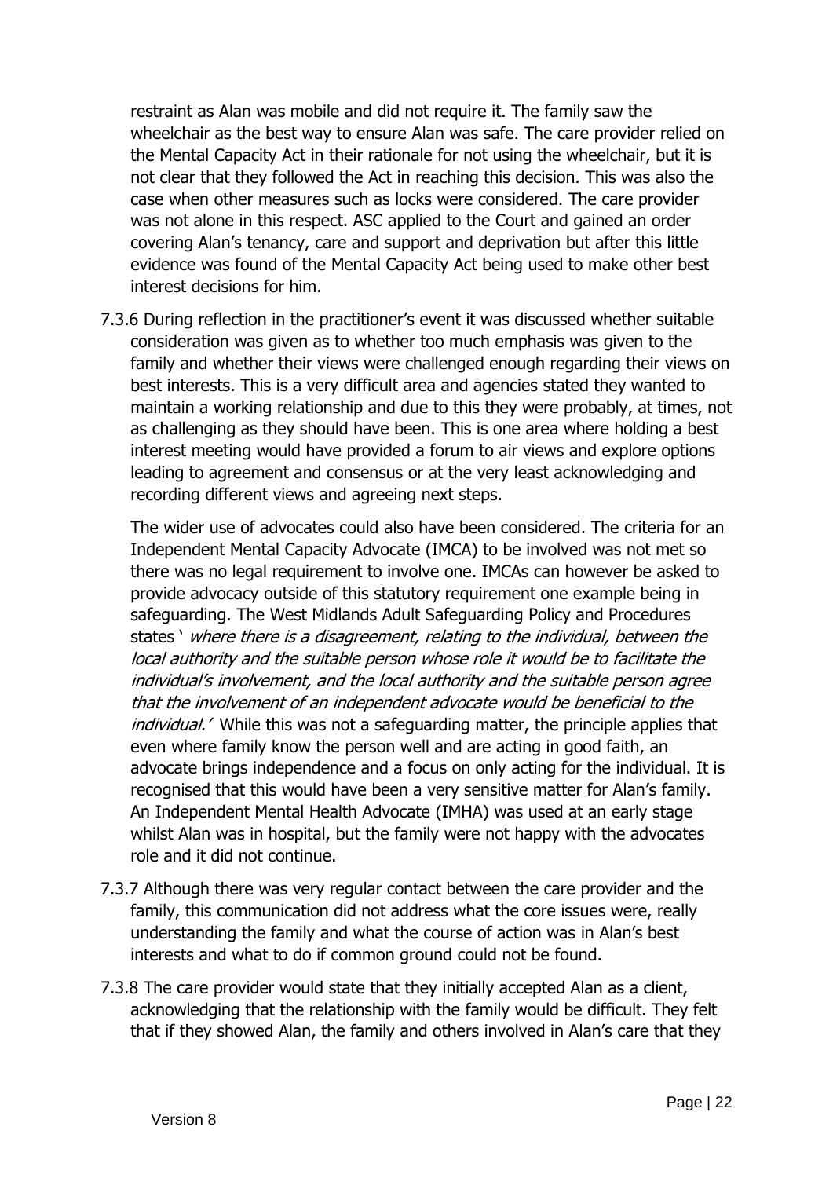restraint as Alan was mobile and did not require it. The family saw the wheelchair as the best way to ensure Alan was safe. The care provider relied on the Mental Capacity Act in their rationale for not using the wheelchair, but it is not clear that they followed the Act in reaching this decision. This was also the case when other measures such as locks were considered. The care provider was not alone in this respect. ASC applied to the Court and gained an order covering Alan's tenancy, care and support and deprivation but after this little evidence was found of the Mental Capacity Act being used to make other best interest decisions for him.

7.3.6 During reflection in the practitioner's event it was discussed whether suitable consideration was given as to whether too much emphasis was given to the family and whether their views were challenged enough regarding their views on best interests. This is a very difficult area and agencies stated they wanted to maintain a working relationship and due to this they were probably, at times, not as challenging as they should have been. This is one area where holding a best interest meeting would have provided a forum to air views and explore options leading to agreement and consensus or at the very least acknowledging and recording different views and agreeing next steps.

The wider use of advocates could also have been considered. The criteria for an Independent Mental Capacity Advocate (IMCA) to be involved was not met so there was no legal requirement to involve one. IMCAs can however be asked to provide advocacy outside of this statutory requirement one example being in safeguarding. The West Midlands Adult Safeguarding Policy and Procedures states '*where there is a disagreement, relating to the individual, between the local authority and the suitable person whose role it would be to facilitate the individual's involvement, and the local authority and the suitable person agree that the involvement of an independent advocate would be beneficial to the individual.*' While this was not a safeguarding matter, the principle applies that even where family know the person well and are acting in good faith, an advocate brings independence and a focus on only acting for the individual. It is recognised that this would have been a very sensitive matter for Alan's family. An Independent Mental Health Advocate (IMHA) was used at an early stage whilst Alan was in hospital, but the family were not happy with the advocates role and it did not continue.

7.3.7 Although there was very regular contact between the care provider and the family, this communication did not address what the core issues were, really understanding the family and what the course of action was in Alan's best interests and what to do if common ground could not be found.

7.3.8 The care provider would state that they initially accepted Alan as a client, acknowledging that the relationship with the family would be difficult. They felt that if they showed Alan, the family and others involved in Alan's care that they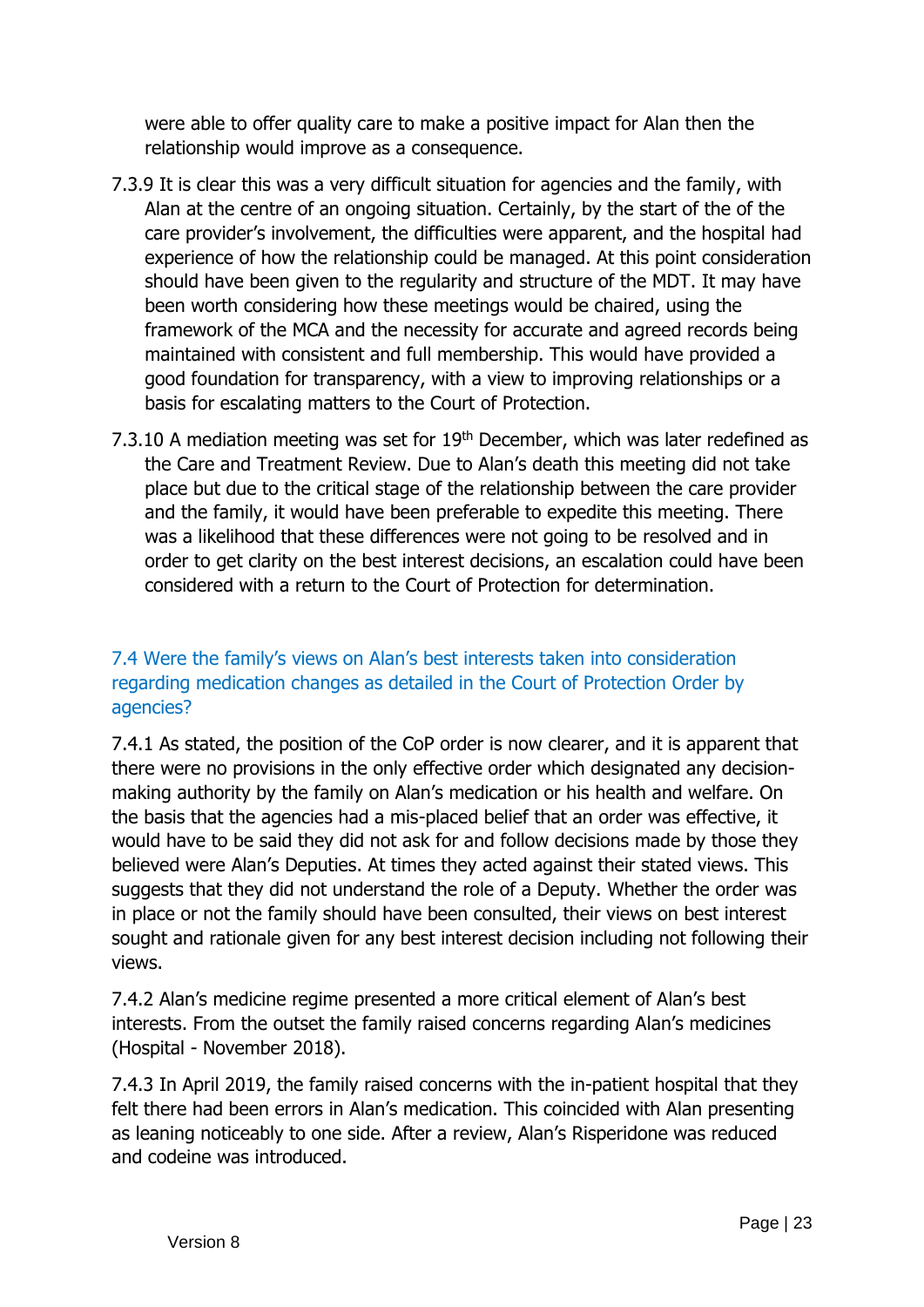were able to offer quality care to make a positive impact for Alan then the relationship would improve as a consequence.

7.3.9 It is clear this was a very difficult situation for agencies and the family, with Alan at the centre of an ongoing situation. Certainly, by the start of the of the care provider's involvement, the difficulties were apparent, and the hospital had experience of how the relationship could be managed. At this point consideration should have been given to the regularity and structure of the MDT. It may have been worth considering how these meetings would be chaired, using the framework of the MCA and the necessity for accurate and agreed records being maintained with consistent and full membership. This would have provided a good foundation for transparency, with a view to improving relationships or a basis for escalating matters to the Court of Protection.

7.3.10 A mediation meeting was set for 19th December, which was later redefined as the Care and Treatment Review. Due to Alan's death this meeting did not take place but due to the critical stage of the relationship between the care provider and the family, it would have been preferable to expedite this meeting. There was a likelihood that these differences were not going to be resolved and in order to get clarity on the best interest decisions, an escalation could have been considered with a return to the Court of Protection for determination.

### 7.4 Were the family's views on Alan's best interests taken into consideration regarding medication changes as detailed in the Court of Protection Order by agencies?

7.4.1 As stated, the position of the CoP order is now clearer, and it is apparent that there were no provisions in the only effective order which designated any decision-making authority by the family on Alan's medication or his health and welfare. On the basis that the agencies had a mis-placed belief that an order was effective, it would have to be said they did not ask for and follow decisions made by those they believed were Alan's Deputies. At times they acted against their stated views. This suggests that they did not understand the role of a Deputy. Whether the order was in place or not the family should have been consulted, their views on best interest sought and rationale given for any best interest decision including not following their views.

7.4.2 Alan's medicine regime presented a more critical element of Alan's best interests. From the outset the family raised concerns regarding Alan's medicines (Hospital - November 2018).

7.4.3 In April 2019, the family raised concerns with the in-patient hospital that they felt there had been errors in Alan's medication. This coincided with Alan presenting as leaning noticeably to one side. After a review, Alan's Risperidone was reduced and codeine was introduced.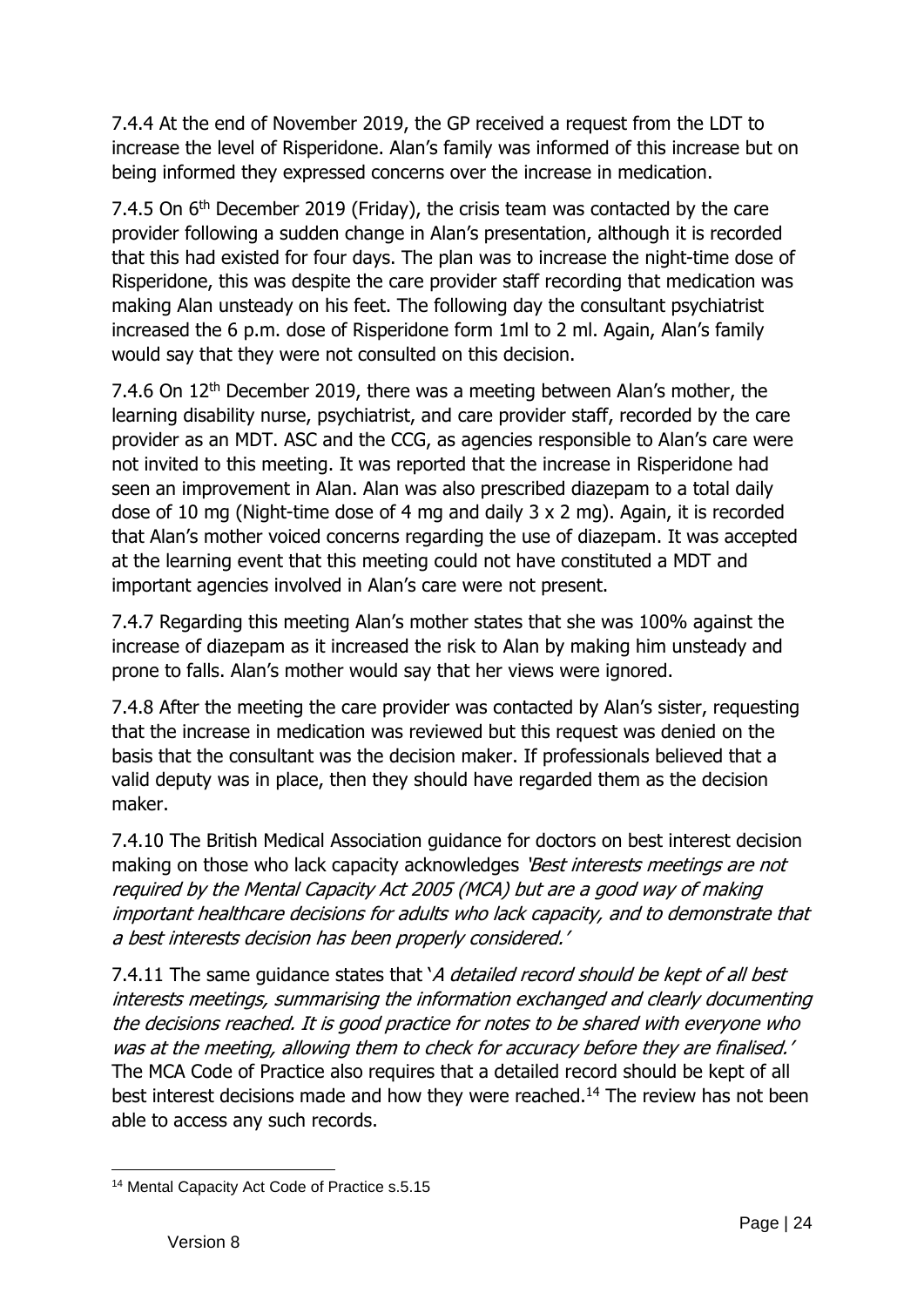7.4.4 At the end of November 2019, the GP received a request from the LDT to increase the level of Risperidone. Alan's family was informed of this increase but on being informed they expressed concerns over the increase in medication.

7.4.5 On 6th December 2019 (Friday), the crisis team was contacted by the care provider following a sudden change in Alan's presentation, although it is recorded that this had existed for four days. The plan was to increase the night-time dose of Risperidone, this was despite the care provider staff recording that medication was making Alan unsteady on his feet. The following day the consultant psychiatrist increased the 6 p.m. dose of Risperidone form 1ml to 2 ml. Again, Alan's family would say that they were not consulted on this decision.

7.4.6 On 12th December 2019, there was a meeting between Alan's mother, the learning disability nurse, psychiatrist, and care provider staff, recorded by the care provider as an MDT. ASC and the CCG, as agencies responsible to Alan's care were not invited to this meeting. It was reported that the increase in Risperidone had seen an improvement in Alan. Alan was also prescribed diazepam to a total daily dose of 10 mg (Night-time dose of 4 mg and daily 3 x 2 mg). Again, it is recorded that Alan's mother voiced concerns regarding the use of diazepam. It was accepted at the learning event that this meeting could not have constituted a MDT and important agencies involved in Alan's care were not present.

7.4.7 Regarding this meeting Alan's mother states that she was 100% against the increase of diazepam as it increased the risk to Alan by making him unsteady and prone to falls. Alan's mother would say that her views were ignored.

7.4.8 After the meeting the care provider was contacted by Alan's sister, requesting that the increase in medication was reviewed but this request was denied on the basis that the consultant was the decision maker. If professionals believed that a valid deputy was in place, then they should have regarded them as the decision maker.

7.4.10 The British Medical Association guidance for doctors on best interest decision making on those who lack capacity acknowledges *'Best interests meetings are not required by the Mental Capacity Act 2005 (MCA) but are a good way of making important healthcare decisions for adults who lack capacity, and to demonstrate that a best interests decision has been properly considered.'*

7.4.11 The same guidance states that '*A detailed record should be kept of all best interests meetings, summarising the information exchanged and clearly documenting the decisions reached. It is good practice for notes to be shared with everyone who was at the meeting, allowing them to check for accuracy before they are finalised.'* The MCA Code of Practice also requires that a detailed record should be kept of all best interest decisions made and how they were reached.[14] The review has not been able to access any such records.

[14] Mental Capacity Act Code of Practice s.5.15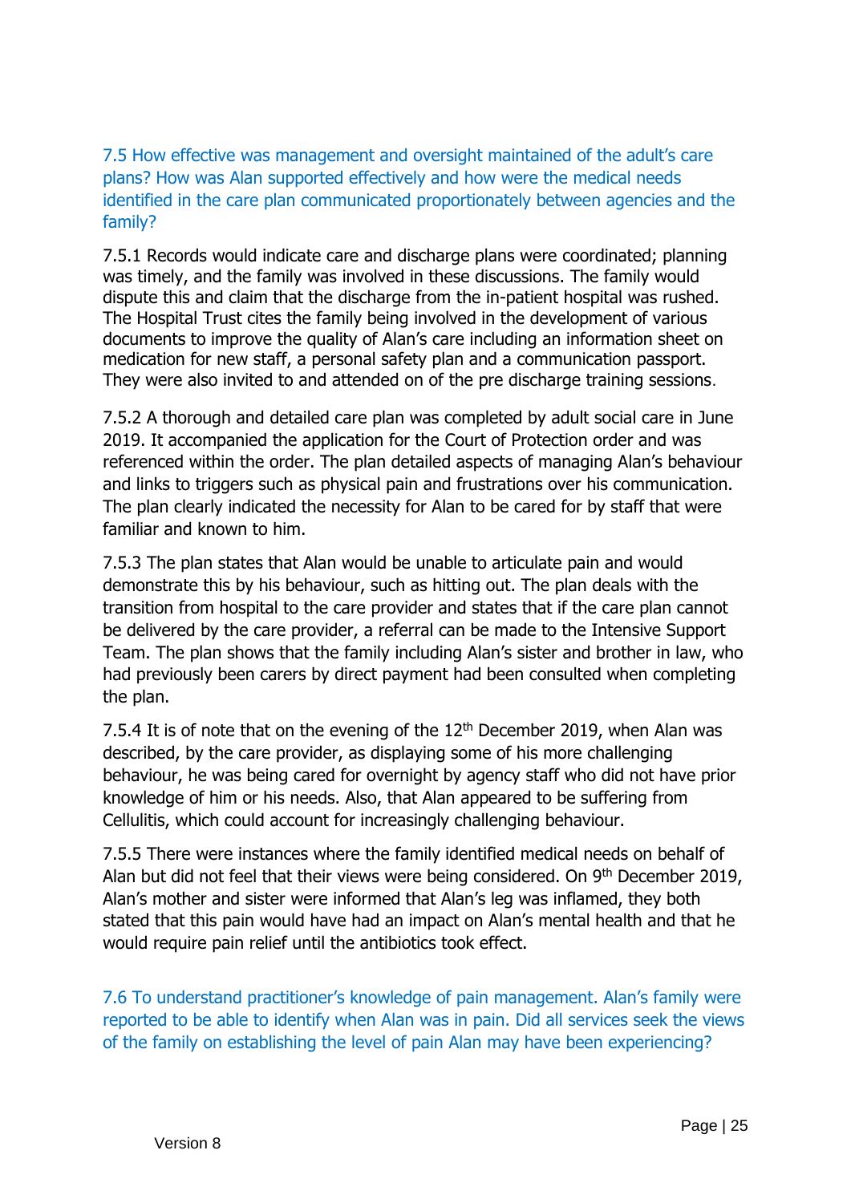### 7.5 How effective was management and oversight maintained of the adult's care plans? How was Alan supported effectively and how were the medical needs identified in the care plan communicated proportionately between agencies and the family?

7.5.1 Records would indicate care and discharge plans were coordinated; planning was timely, and the family was involved in these discussions. The family would dispute this and claim that the discharge from the in-patient hospital was rushed. The Hospital Trust cites the family being involved in the development of various documents to improve the quality of Alan's care including an information sheet on medication for new staff, a personal safety plan and a communication passport. They were also invited to and attended on of the pre discharge training sessions.

7.5.2 A thorough and detailed care plan was completed by adult social care in June 2019. It accompanied the application for the Court of Protection order and was referenced within the order. The plan detailed aspects of managing Alan's behaviour and links to triggers such as physical pain and frustrations over his communication. The plan clearly indicated the necessity for Alan to be cared for by staff that were familiar and known to him.

7.5.3 The plan states that Alan would be unable to articulate pain and would demonstrate this by his behaviour, such as hitting out. The plan deals with the transition from hospital to the care provider and states that if the care plan cannot be delivered by the care provider, a referral can be made to the Intensive Support Team. The plan shows that the family including Alan's sister and brother in law, who had previously been carers by direct payment had been consulted when completing the plan.

7.5.4 It is of note that on the evening of the 12th December 2019, when Alan was described, by the care provider, as displaying some of his more challenging behaviour, he was being cared for overnight by agency staff who did not have prior knowledge of him or his needs. Also, that Alan appeared to be suffering from Cellulitis, which could account for increasingly challenging behaviour.

7.5.5 There were instances where the family identified medical needs on behalf of Alan but did not feel that their views were being considered. On 9th December 2019, Alan's mother and sister were informed that Alan's leg was inflamed, they both stated that this pain would have had an impact on Alan's mental health and that he would require pain relief until the antibiotics took effect.

### 7.6 To understand practitioner's knowledge of pain management. Alan's family were reported to be able to identify when Alan was in pain. Did all services seek the views of the family on establishing the level of pain Alan may have been experiencing?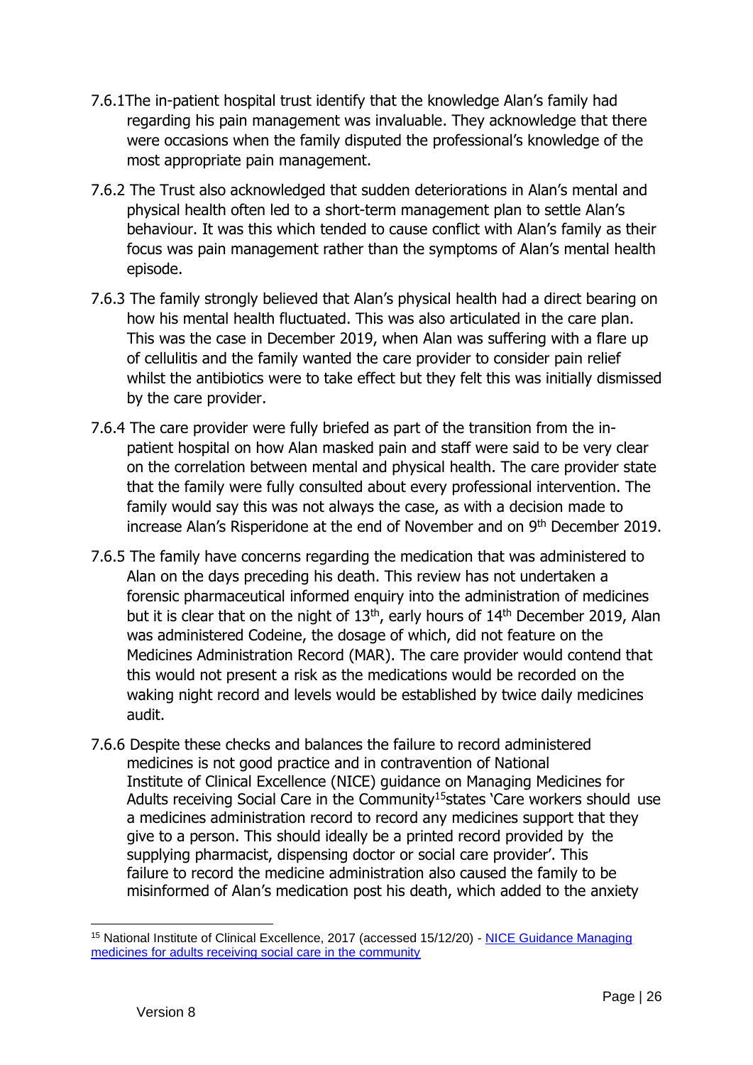7.6.1 The in-patient hospital trust identify that the knowledge Alan's family had regarding his pain management was invaluable. They acknowledge that there were occasions when the family disputed the professional's knowledge of the most appropriate pain management.

7.6.2 The Trust also acknowledged that sudden deteriorations in Alan's mental and physical health often led to a short-term management plan to settle Alan's behaviour. It was this which tended to cause conflict with Alan's family as their focus was pain management rather than the symptoms of Alan's mental health episode.

7.6.3 The family strongly believed that Alan's physical health had a direct bearing on how his mental health fluctuated. This was also articulated in the care plan. This was the case in December 2019, when Alan was suffering with a flare up of cellulitis and the family wanted the care provider to consider pain relief whilst the antibiotics were to take effect but they felt this was initially dismissed by the care provider.

7.6.4 The care provider were fully briefed as part of the transition from the in-patient hospital on how Alan masked pain and staff were said to be very clear on the correlation between mental and physical health. The care provider state that the family were fully consulted about every professional intervention. The family would say this was not always the case, as with a decision made to increase Alan's Risperidone at the end of November and on 9th December 2019.

7.6.5 The family have concerns regarding the medication that was administered to Alan on the days preceding his death. This review has not undertaken a forensic pharmaceutical informed enquiry into the administration of medicines but it is clear that on the night of 13th, early hours of 14th December 2019, Alan was administered Codeine, the dosage of which, did not feature on the Medicines Administration Record (MAR). The care provider would contend that this would not present a risk as the medications would be recorded on the waking night record and levels would be established by twice daily medicines audit.

7.6.6 Despite these checks and balances the failure to record administered medicines is not good practice and in contravention of National Institute of Clinical Excellence (NICE) guidance on Managing Medicines for Adults receiving Social Care in the Community[15] states 'Care workers should use a medicines administration record to record any medicines support that they give to a person. This should ideally be a printed record provided by the supplying pharmacist, dispensing doctor or social care provider'. This failure to record the medicine administration also caused the family to be misinformed of Alan's medication post his death, which added to the anxiety

---

[15] National Institute of Clinical Excellence, 2017 (accessed 15/12/20) - NICE Guidance Managing medicines for adults receiving social care in the community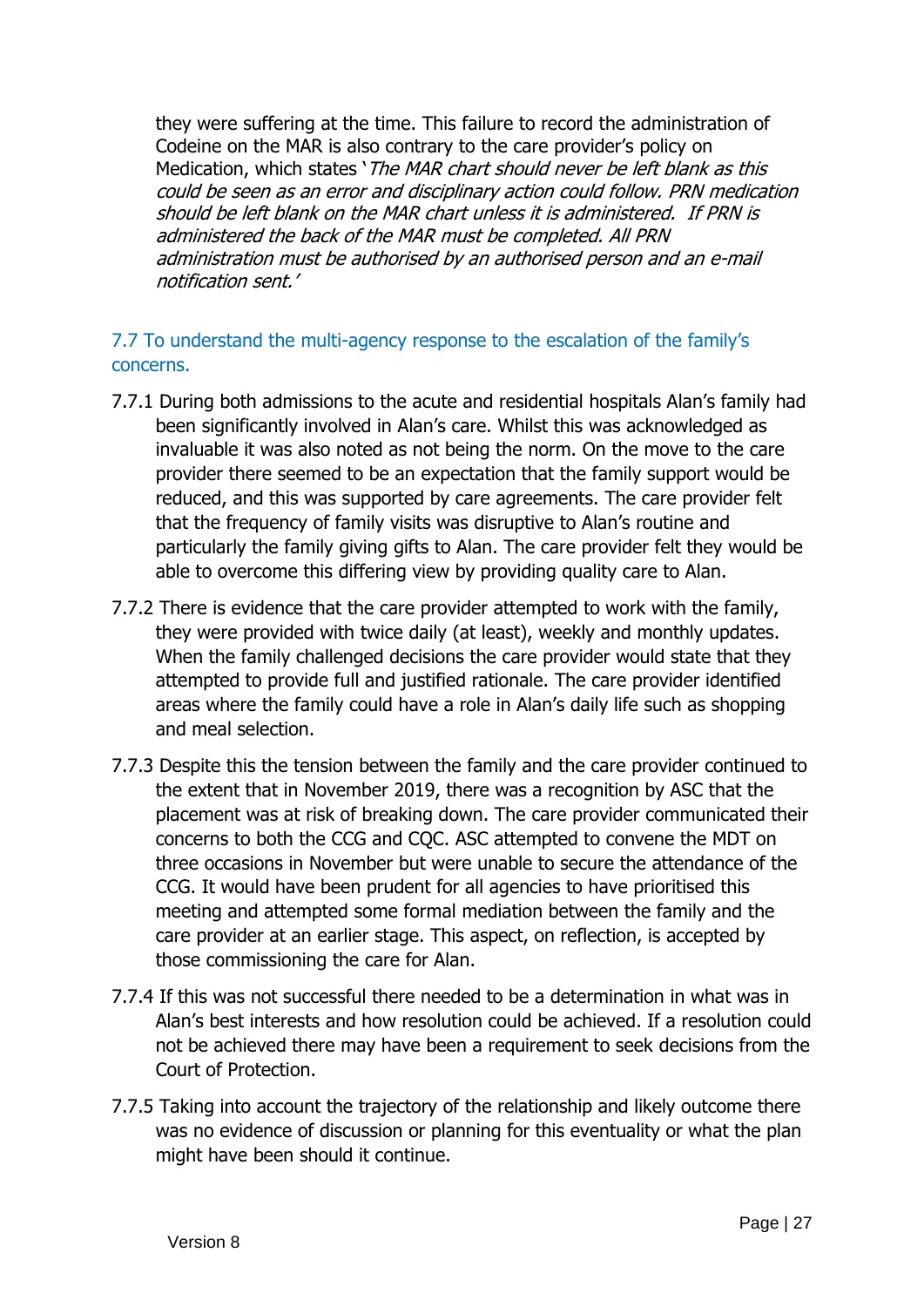they were suffering at the time. This failure to record the administration of Codeine on the MAR is also contrary to the care provider's policy on Medication, which states '*The MAR chart should never be left blank as this could be seen as an error and disciplinary action could follow. PRN medication should be left blank on the MAR chart unless it is administered. If PRN is administered the back of the MAR must be completed. All PRN administration must be authorised by an authorised person and an e-mail notification sent.*'

### 7.7 To understand the multi-agency response to the escalation of the family's concerns.

7.7.1 During both admissions to the acute and residential hospitals Alan's family had been significantly involved in Alan's care. Whilst this was acknowledged as invaluable it was also noted as not being the norm. On the move to the care provider there seemed to be an expectation that the family support would be reduced, and this was supported by care agreements. The care provider felt that the frequency of family visits was disruptive to Alan's routine and particularly the family giving gifts to Alan. The care provider felt they would be able to overcome this differing view by providing quality care to Alan.

7.7.2 There is evidence that the care provider attempted to work with the family, they were provided with twice daily (at least), weekly and monthly updates. When the family challenged decisions the care provider would state that they attempted to provide full and justified rationale. The care provider identified areas where the family could have a role in Alan's daily life such as shopping and meal selection.

7.7.3 Despite this the tension between the family and the care provider continued to the extent that in November 2019, there was a recognition by ASC that the placement was at risk of breaking down. The care provider communicated their concerns to both the CCG and CQC. ASC attempted to convene the MDT on three occasions in November but were unable to secure the attendance of the CCG. It would have been prudent for all agencies to have prioritised this meeting and attempted some formal mediation between the family and the care provider at an earlier stage. This aspect, on reflection, is accepted by those commissioning the care for Alan.

7.7.4 If this was not successful there needed to be a determination in what was in Alan's best interests and how resolution could be achieved. If a resolution could not be achieved there may have been a requirement to seek decisions from the Court of Protection.

7.7.5 Taking into account the trajectory of the relationship and likely outcome there was no evidence of discussion or planning for this eventuality or what the plan might have been should it continue.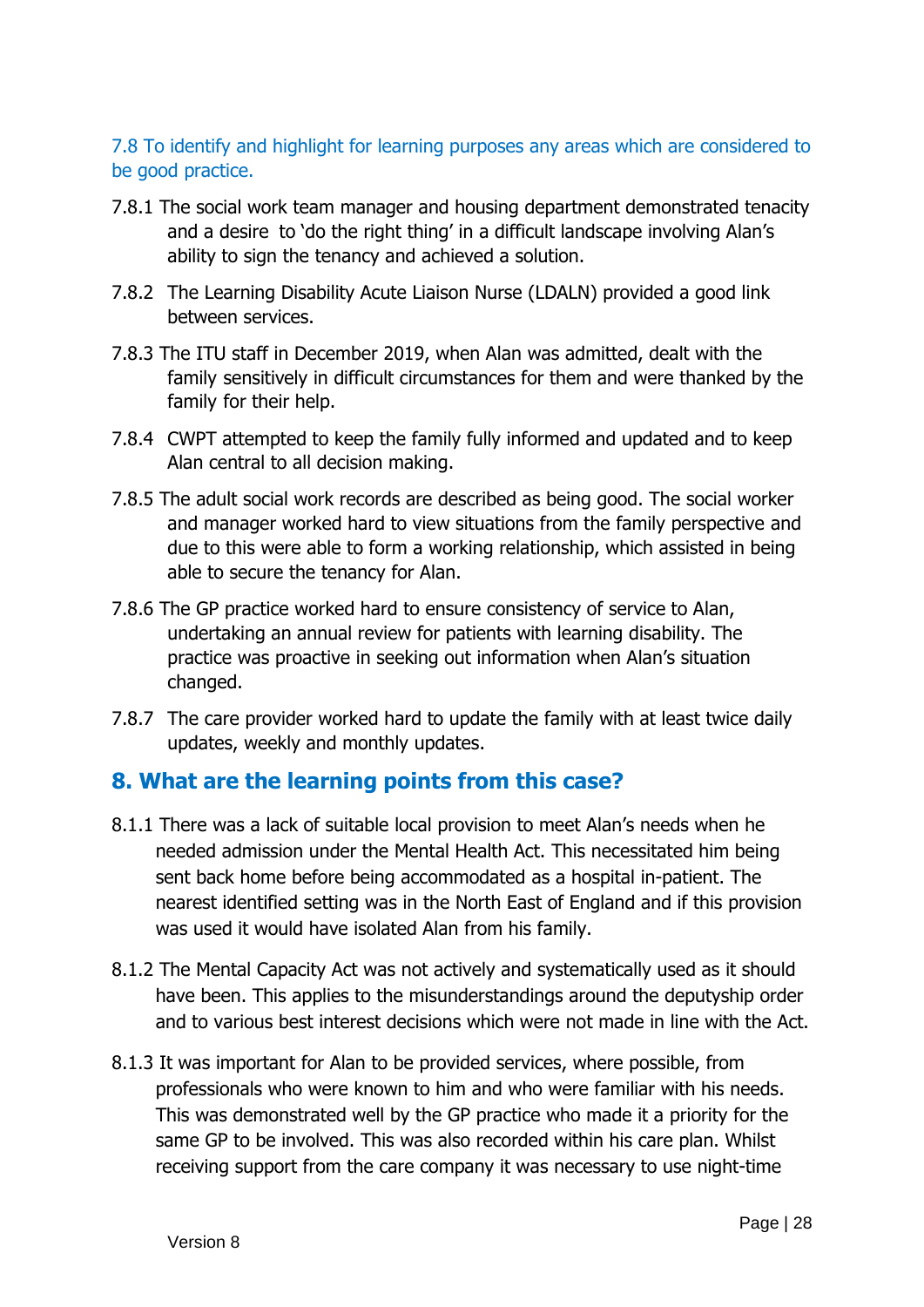### 7.8 To identify and highlight for learning purposes any areas which are considered to be good practice.

7.8.1 The social work team manager and housing department demonstrated tenacity and a desire to 'do the right thing' in a difficult landscape involving Alan's ability to sign the tenancy and achieved a solution.

7.8.2 The Learning Disability Acute Liaison Nurse (LDALN) provided a good link between services.

7.8.3 The ITU staff in December 2019, when Alan was admitted, dealt with the family sensitively in difficult circumstances for them and were thanked by the family for their help.

7.8.4 CWPT attempted to keep the family fully informed and updated and to keep Alan central to all decision making.

7.8.5 The adult social work records are described as being good. The social worker and manager worked hard to view situations from the family perspective and due to this were able to form a working relationship, which assisted in being able to secure the tenancy for Alan.

7.8.6 The GP practice worked hard to ensure consistency of service to Alan, undertaking an annual review for patients with learning disability. The practice was proactive in seeking out information when Alan's situation changed.

7.8.7 The care provider worked hard to update the family with at least twice daily updates, weekly and monthly updates.

## 8. What are the learning points from this case?

8.1.1 There was a lack of suitable local provision to meet Alan's needs when he needed admission under the Mental Health Act. This necessitated him being sent back home before being accommodated as a hospital in-patient. The nearest identified setting was in the North East of England and if this provision was used it would have isolated Alan from his family.

8.1.2 The Mental Capacity Act was not actively and systematically used as it should have been. This applies to the misunderstandings around the deputyship order and to various best interest decisions which were not made in line with the Act.

8.1.3 It was important for Alan to be provided services, where possible, from professionals who were known to him and who were familiar with his needs. This was demonstrated well by the GP practice who made it a priority for the same GP to be involved. This was also recorded within his care plan. Whilst receiving support from the care company it was necessary to use night-time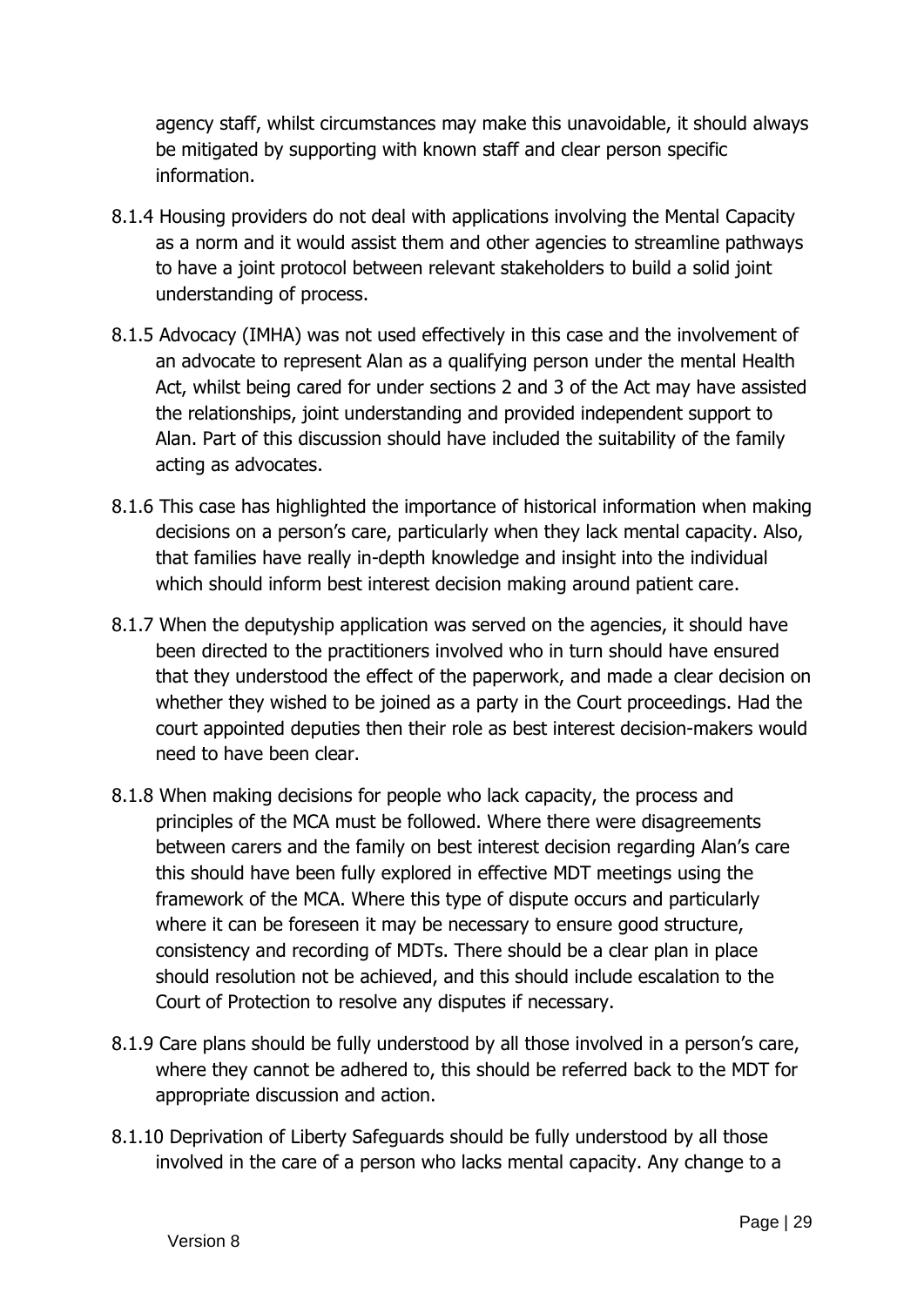agency staff, whilst circumstances may make this unavoidable, it should always be mitigated by supporting with known staff and clear person specific information.

8.1.4 Housing providers do not deal with applications involving the Mental Capacity as a norm and it would assist them and other agencies to streamline pathways to have a joint protocol between relevant stakeholders to build a solid joint understanding of process.

8.1.5 Advocacy (IMHA) was not used effectively in this case and the involvement of an advocate to represent Alan as a qualifying person under the mental Health Act, whilst being cared for under sections 2 and 3 of the Act may have assisted the relationships, joint understanding and provided independent support to Alan. Part of this discussion should have included the suitability of the family acting as advocates.

8.1.6 This case has highlighted the importance of historical information when making decisions on a person's care, particularly when they lack mental capacity. Also, that families have really in-depth knowledge and insight into the individual which should inform best interest decision making around patient care.

8.1.7 When the deputyship application was served on the agencies, it should have been directed to the practitioners involved who in turn should have ensured that they understood the effect of the paperwork, and made a clear decision on whether they wished to be joined as a party in the Court proceedings. Had the court appointed deputies then their role as best interest decision-makers would need to have been clear.

8.1.8 When making decisions for people who lack capacity, the process and principles of the MCA must be followed. Where there were disagreements between carers and the family on best interest decision regarding Alan's care this should have been fully explored in effective MDT meetings using the framework of the MCA. Where this type of dispute occurs and particularly where it can be foreseen it may be necessary to ensure good structure, consistency and recording of MDTs. There should be a clear plan in place should resolution not be achieved, and this should include escalation to the Court of Protection to resolve any disputes if necessary.

8.1.9 Care plans should be fully understood by all those involved in a person's care, where they cannot be adhered to, this should be referred back to the MDT for appropriate discussion and action.

8.1.10 Deprivation of Liberty Safeguards should be fully understood by all those involved in the care of a person who lacks mental capacity. Any change to a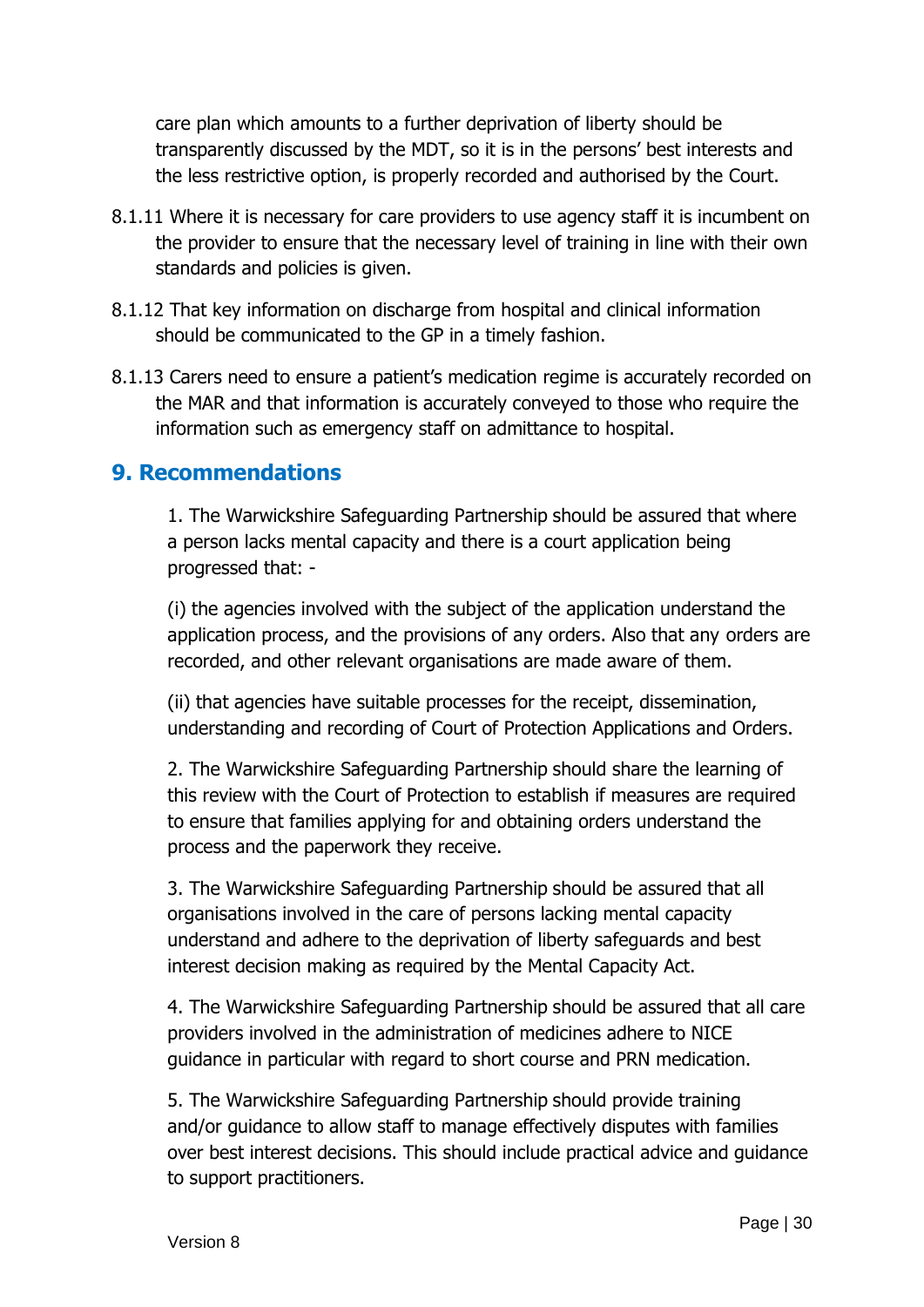care plan which amounts to a further deprivation of liberty should be transparently discussed by the MDT, so it is in the persons' best interests and the less restrictive option, is properly recorded and authorised by the Court.

8.1.11 Where it is necessary for care providers to use agency staff it is incumbent on the provider to ensure that the necessary level of training in line with their own standards and policies is given.

8.1.12 That key information on discharge from hospital and clinical information should be communicated to the GP in a timely fashion.

8.1.13 Carers need to ensure a patient's medication regime is accurately recorded on the MAR and that information is accurately conveyed to those who require the information such as emergency staff on admittance to hospital.

## 9. Recommendations

1. The Warwickshire Safeguarding Partnership should be assured that where a person lacks mental capacity and there is a court application being progressed that: -

(i) the agencies involved with the subject of the application understand the application process, and the provisions of any orders. Also that any orders are recorded, and other relevant organisations are made aware of them.

(ii) that agencies have suitable processes for the receipt, dissemination, understanding and recording of Court of Protection Applications and Orders.

2. The Warwickshire Safeguarding Partnership should share the learning of this review with the Court of Protection to establish if measures are required to ensure that families applying for and obtaining orders understand the process and the paperwork they receive.

3. The Warwickshire Safeguarding Partnership should be assured that all organisations involved in the care of persons lacking mental capacity understand and adhere to the deprivation of liberty safeguards and best interest decision making as required by the Mental Capacity Act.

4. The Warwickshire Safeguarding Partnership should be assured that all care providers involved in the administration of medicines adhere to NICE guidance in particular with regard to short course and PRN medication.

5. The Warwickshire Safeguarding Partnership should provide training and/or guidance to allow staff to manage effectively disputes with families over best interest decisions. This should include practical advice and guidance to support practitioners.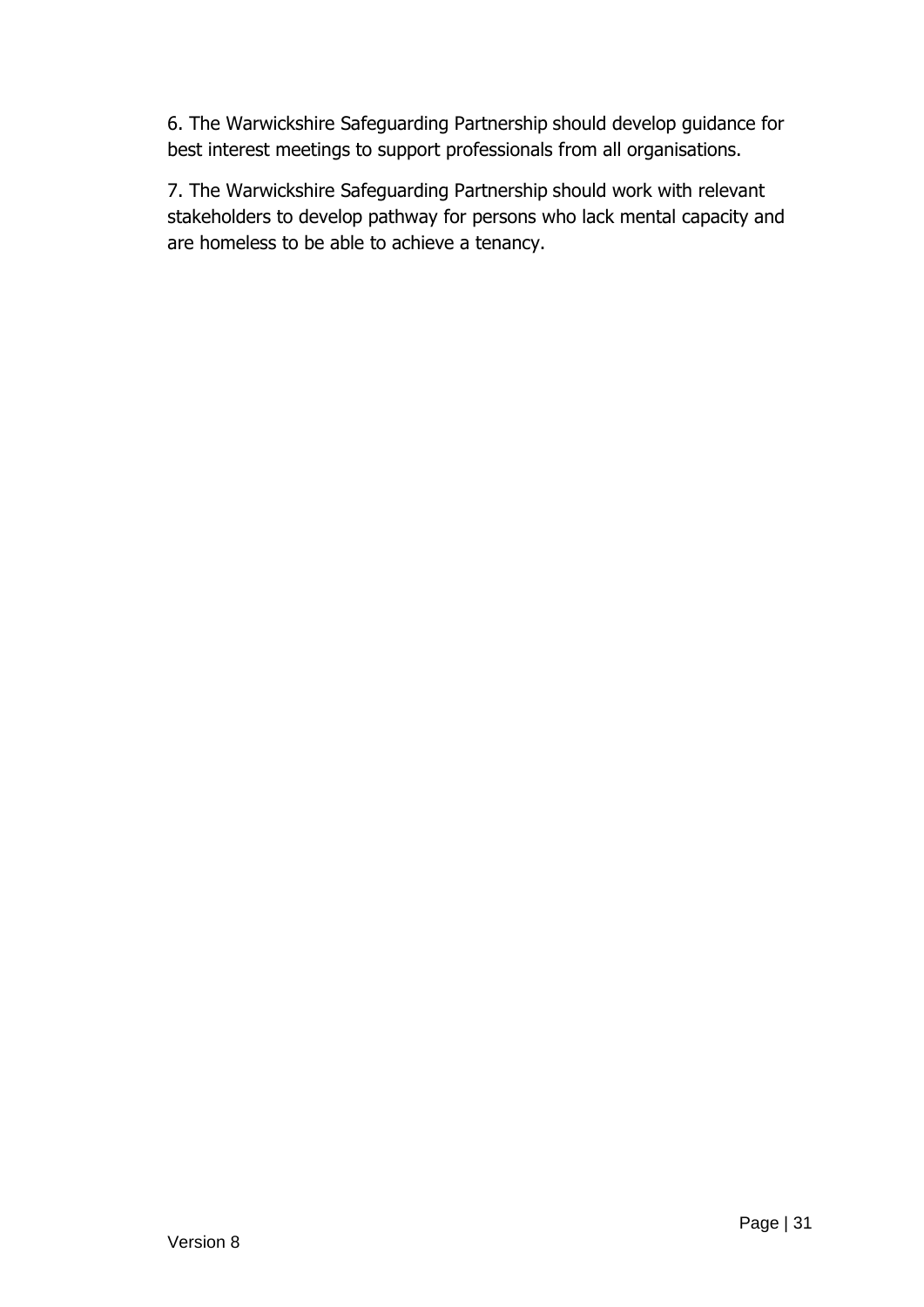6. The Warwickshire Safeguarding Partnership should develop guidance for best interest meetings to support professionals from all organisations.

7. The Warwickshire Safeguarding Partnership should work with relevant stakeholders to develop pathway for persons who lack mental capacity and are homeless to be able to achieve a tenancy.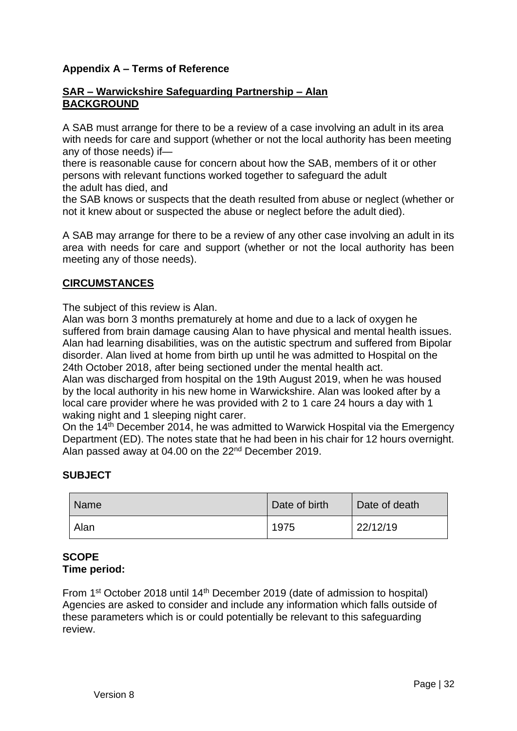**Appendix A – Terms of Reference**

**SAR – Warwickshire Safeguarding Partnership – Alan**
**BACKGROUND**

A SAB must arrange for there to be a review of a case involving an adult in its area with needs for care and support (whether or not the local authority has been meeting any of those needs) if—
there is reasonable cause for concern about how the SAB, members of it or other persons with relevant functions worked together to safeguard the adult
the adult has died, and
the SAB knows or suspects that the death resulted from abuse or neglect (whether or not it knew about or suspected the abuse or neglect before the adult died).

A SAB may arrange for there to be a review of any other case involving an adult in its area with needs for care and support (whether or not the local authority has been meeting any of those needs).

**CIRCUMSTANCES**

The subject of this review is Alan.
Alan was born 3 months prematurely at home and due to a lack of oxygen he suffered from brain damage causing Alan to have physical and mental health issues. Alan had learning disabilities, was on the autistic spectrum and suffered from Bipolar disorder. Alan lived at home from birth up until he was admitted to Hospital on the 24th October 2018, after being sectioned under the mental health act.
Alan was discharged from hospital on the 19th August 2019, when he was housed by the local authority in his new home in Warwickshire. Alan was looked after by a local care provider where he was provided with 2 to 1 care 24 hours a day with 1 waking night and 1 sleeping night carer.
On the 14th December 2014, he was admitted to Warwick Hospital via the Emergency Department (ED). The notes state that he had been in his chair for 12 hours overnight. Alan passed away at 04.00 on the 22nd December 2019.

**SUBJECT**

| Name | Date of birth | Date of death |
|---|---|---|
| Alan | 1975 | 22/12/19 |

**SCOPE**
**Time period:**

From 1st October 2018 until 14th December 2019 (date of admission to hospital)
Agencies are asked to consider and include any information which falls outside of these parameters which is or could potentially be relevant to this safeguarding review.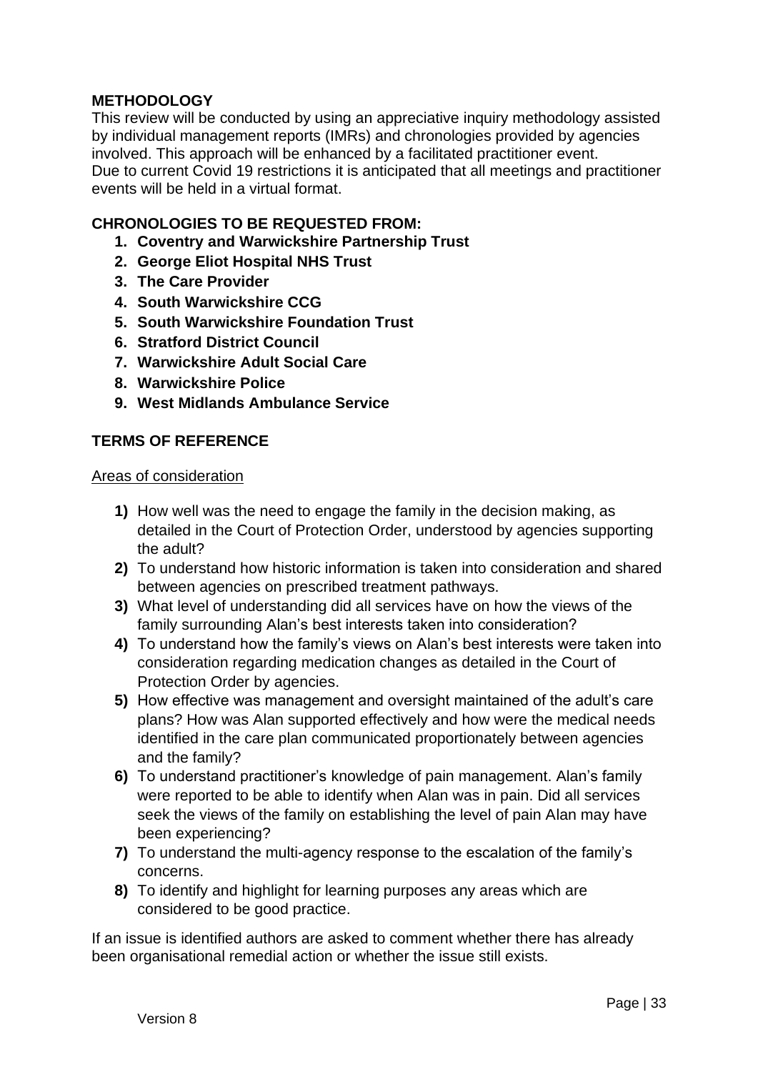**METHODOLOGY**

This review will be conducted by using an appreciative inquiry methodology assisted by individual management reports (IMRs) and chronologies provided by agencies involved. This approach will be enhanced by a facilitated practitioner event.
Due to current Covid 19 restrictions it is anticipated that all meetings and practitioner events will be held in a virtual format.

**CHRONOLOGIES TO BE REQUESTED FROM:**

1. **Coventry and Warwickshire Partnership Trust**
2. **George Eliot Hospital NHS Trust**
3. **The Care Provider**
4. **South Warwickshire CCG**
5. **South Warwickshire Foundation Trust**
6. **Stratford District Council**
7. **Warwickshire Adult Social Care**
8. **Warwickshire Police**
9. **West Midlands Ambulance Service**

**TERMS OF REFERENCE**

Areas of consideration

1) How well was the need to engage the family in the decision making, as detailed in the Court of Protection Order, understood by agencies supporting the adult?
2) To understand how historic information is taken into consideration and shared between agencies on prescribed treatment pathways.
3) What level of understanding did all services have on how the views of the family surrounding Alan's best interests taken into consideration?
4) To understand how the family's views on Alan's best interests were taken into consideration regarding medication changes as detailed in the Court of Protection Order by agencies.
5) How effective was management and oversight maintained of the adult's care plans? How was Alan supported effectively and how were the medical needs identified in the care plan communicated proportionately between agencies and the family?
6) To understand practitioner's knowledge of pain management. Alan's family were reported to be able to identify when Alan was in pain. Did all services seek the views of the family on establishing the level of pain Alan may have been experiencing?
7) To understand the multi-agency response to the escalation of the family's concerns.
8) To identify and highlight for learning purposes any areas which are considered to be good practice.

If an issue is identified authors are asked to comment whether there has already been organisational remedial action or whether the issue still exists.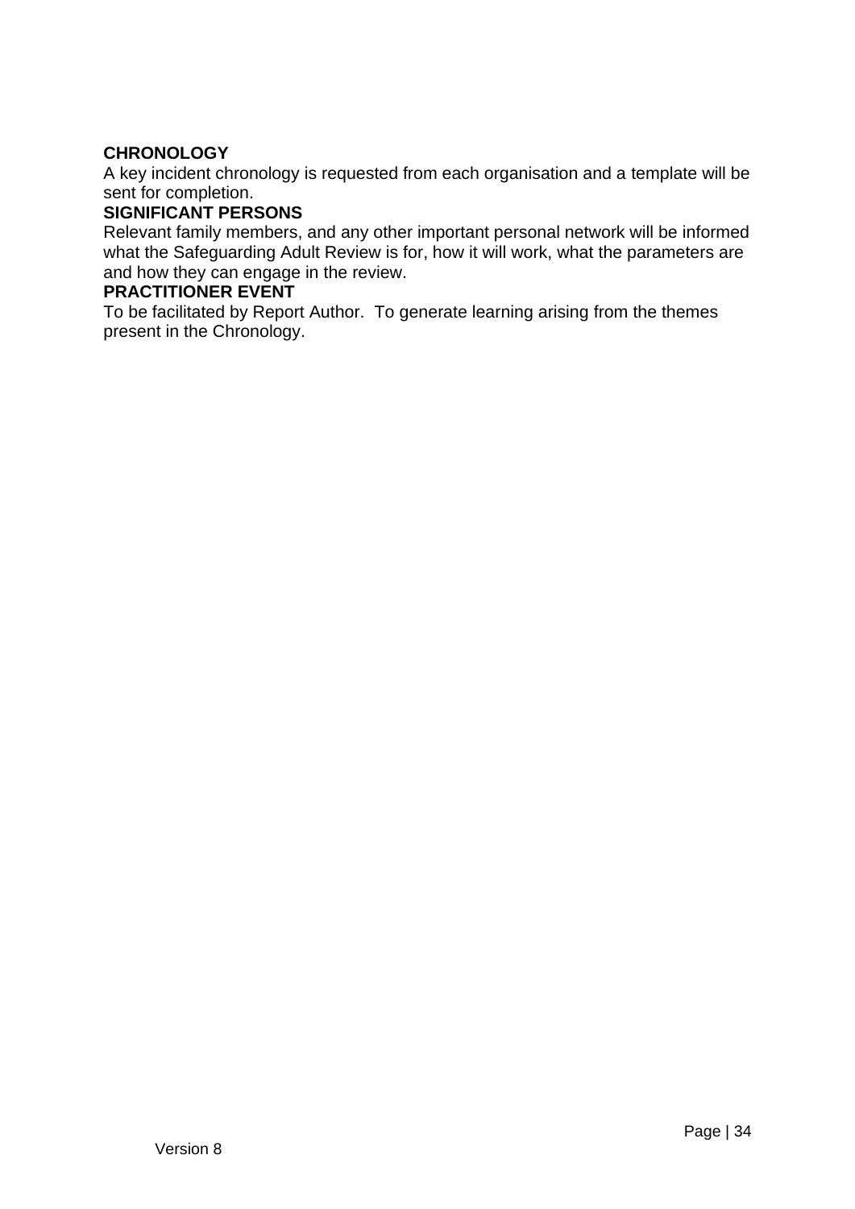**CHRONOLOGY**

A key incident chronology is requested from each organisation and a template will be sent for completion.

**SIGNIFICANT PERSONS**

Relevant family members, and any other important personal network will be informed what the Safeguarding Adult Review is for, how it will work, what the parameters are and how they can engage in the review.

**PRACTITIONER EVENT**

To be facilitated by Report Author. To generate learning arising from the themes present in the Chronology.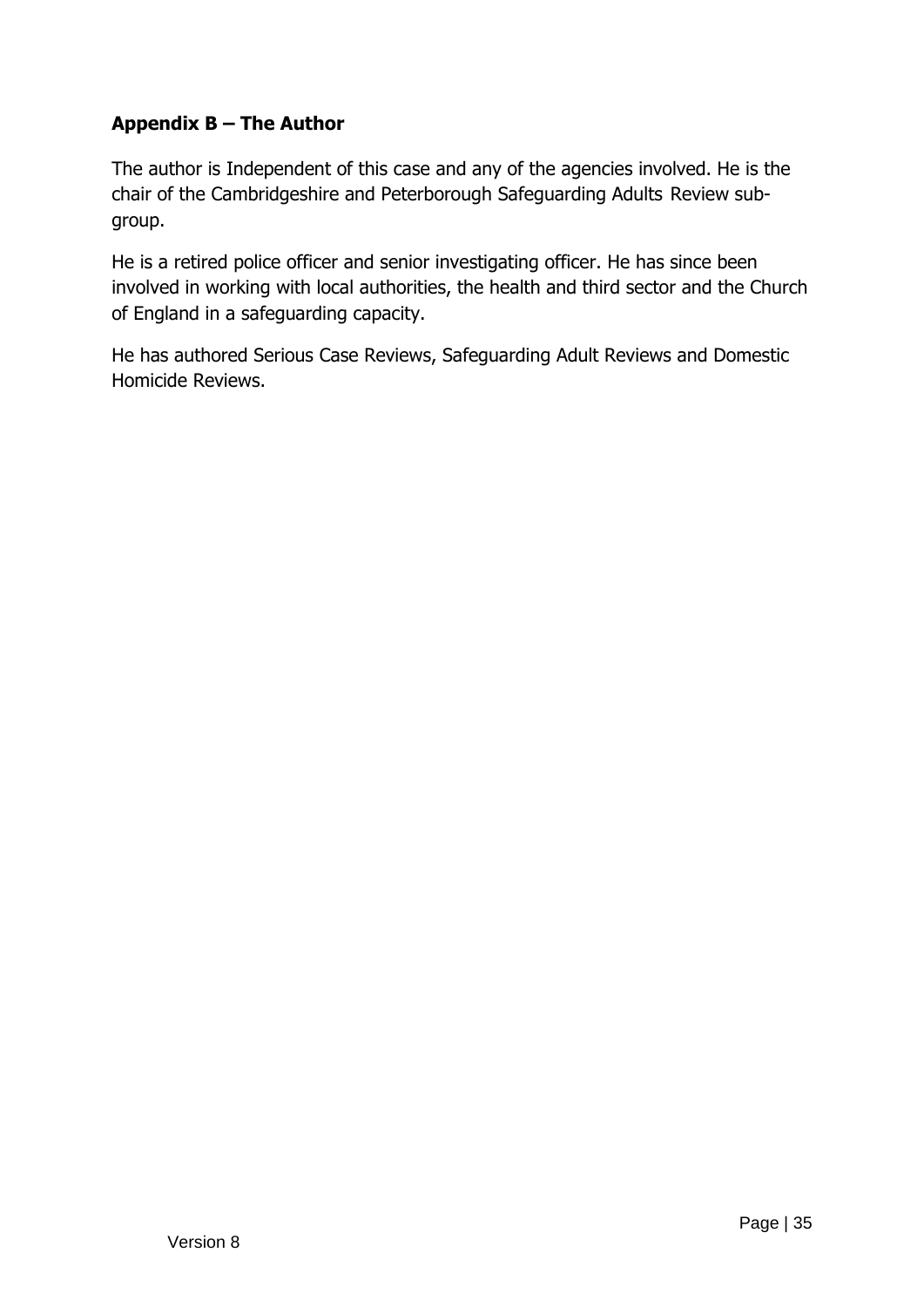## Appendix B – The Author

The author is Independent of this case and any of the agencies involved. He is the chair of the Cambridgeshire and Peterborough Safeguarding Adults Review sub-group.

He is a retired police officer and senior investigating officer. He has since been involved in working with local authorities, the health and third sector and the Church of England in a safeguarding capacity.

He has authored Serious Case Reviews, Safeguarding Adult Reviews and Domestic Homicide Reviews.